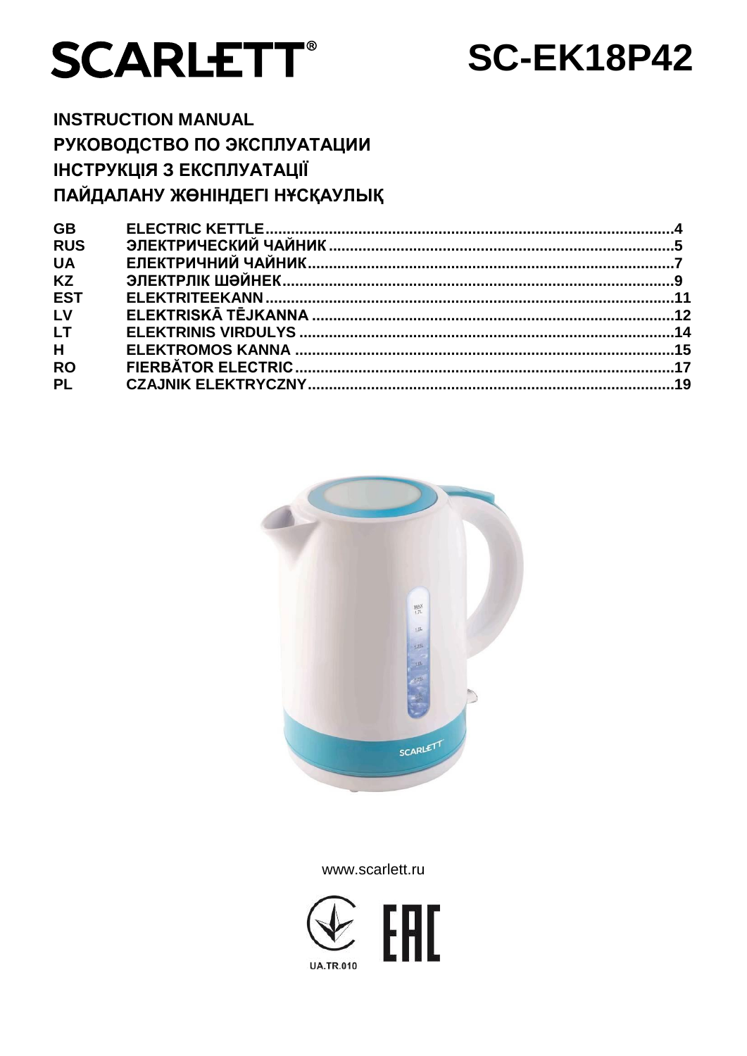# SCARLETT®

# SC-EK18P42

**INSTRUCTION MANUAL**
**РУКОВОДСТВО ПО ЭКСПЛУАТАЦИИ**
**ІНСТРУКЦІЯ З ЕКСПЛУАТАЦІЇ**
**ПАЙДАЛАНУ ЖӨНІНДЕГІ НҰСҚАУЛЫҚ**

| | | |
|---|---|---|
| GB | ELECTRIC KETTLE | 4 |
| RUS | ЭЛЕКТРИЧЕСКИЙ ЧАЙНИК | 5 |
| UA | ЕЛЕКТРИЧНИЙ ЧАЙНИК | 7 |
| KZ | ЭЛЕКТРЛІК ШӘЙНЕК | 9 |
| EST | ELEKTRITEEKANN | 11 |
| LV | ELEKTRISKĀ TĒJKANNA | 12 |
| LT | ELEKTRINIS VIRDULYS | 14 |
| H | ELEKTROMOS KANNA | 15 |
| RO | FIERBĂTOR ELECTRIC | 17 |
| PL | CZAJNIK ELEKTRYCZNY | 19 |

www.scarlett.ru

UA.TR.010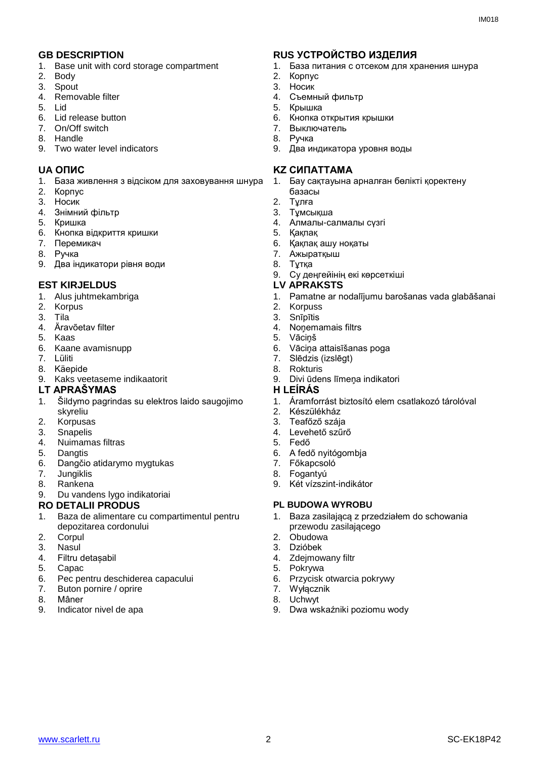## GB DESCRIPTION

1. Base unit with cord storage compartment
2. Body
3. Spout
4. Removable filter
5. Lid
6. Lid release button
7. On/Off switch
8. Handle
9. Two water level indicators

## RUS УСТРОЙСТВО ИЗДЕЛИЯ

1. База питания с отсеком для хранения шнура
2. Корпус
3. Носик
4. Съемный фильтр
5. Крышка
6. Кнопка открытия крышки
7. Выключатель
8. Ручка
9. Два индикатора уровня воды

## UA ОПИС

1. База живлення з відсіком для заховування шнура
2. Корпус
3. Носик
4. Знімний фільтр
5. Кришка
6. Кнопка відкриття кришки
7. Перемикач
8. Ручка
9. Два індикатори рівня води

## KZ СИПАТТАМА

1. Бау сақтауына арналған бөлікті қоректену базасы
2. Тұлға
3. Тұмсықша
4. Алмалы-салмалы сүзгі
5. Қақпақ
6. Қақпақ ашу ноқаты
7. Ажыратқыш
8. Тұтқа
9. Су деңгейінің екі көрсеткіші

## EST KIRJELDUS

1. Alus juhtmekambriga
2. Korpus
3. Tila
4. Äravõetav filter
5. Kaas
6. Kaane avamisnupp
7. Lüliti
8. Käepide
9. Kaks veetaseme indikaatorit

## LV APRAKSTS

1. Pamatne ar nodalījumu barošanas vada glabāšanai
2. Korpuss
3. Snīpītis
4. Noņemamais filtrs
5. Vāciņš
6. Vāciņa attaisīšanas poga
7. Slēdzis (izslēgt)
8. Rokturis
9. Divi ūdens līmeņa indikatori

## LT APRAŠYMAS

1. Šildymo pagrindas su elektros laido saugojimo skyreliu
2. Korpusas
3. Snapelis
4. Nuimamas filtras
5. Dangtis
6. Dangčio atidarymo mygtukas
7. Jungiklis
8. Rankena
9. Du vandens lygo indikatoriai

## H LEÍRÁS

1. Áramforrást biztosító elem csatlakozó tárolóval
2. Készülékház
3. Teafőző szája
4. Levehető szűrő
5. Fedő
6. A fedő nyitógombja
7. Főkapcsoló
8. Fogantyú
9. Két vízszint-indikátor

## RO DETALII PRODUS

1. Baza de alimentare cu compartimentul pentru depozitarea cordonului
2. Corpul
3. Nasul
4. Filtru detașabil
5. Capac
6. Pec pentru deschiderea capacului
7. Buton pornire / oprire
8. Mâner
9. Indicator nivel de apa

## PL BUDOWA WYROBU

1. Baza zasilającą z przedziałem do schowania przewodu zasilającego
2. Obudowa
3. Dzióbek
4. Zdejmowany filtr
5. Pokrywa
6. Przycisk otwarcia pokrywy
7. Wyłącznik
8. Uchwyt
9. Dwa wskaźniki poziomu wody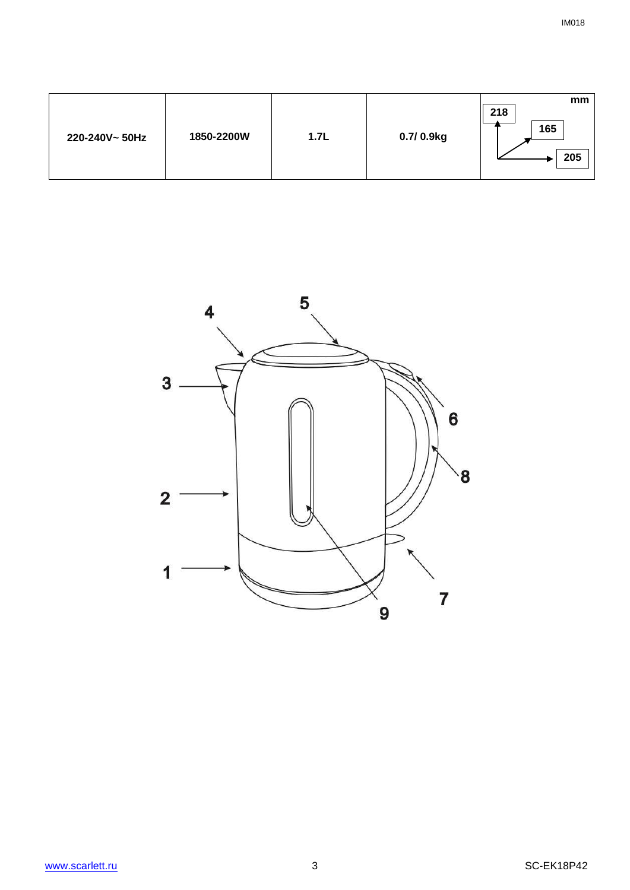| 220-240V~ 50Hz | 1850-2200W | 1.7L | 0.7/ 0.9kg | mm 218 165 205 |
|---|---|---|---|---|

1
2
3
4
5
6
7
8
9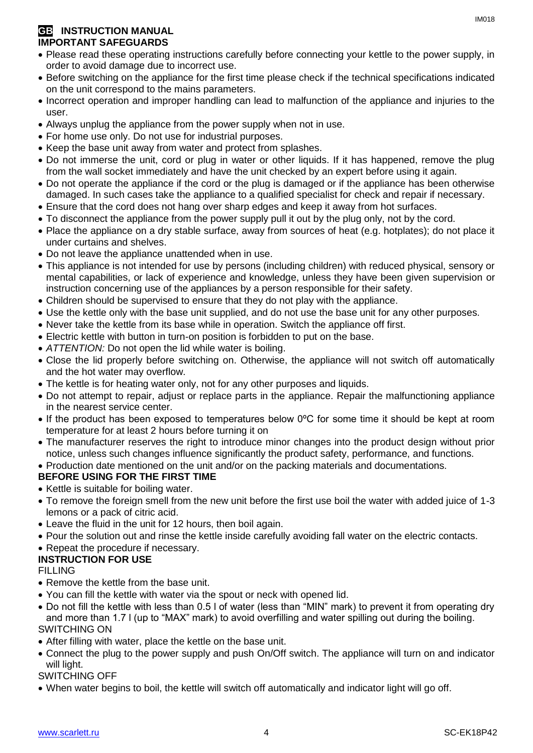## GB INSTRUCTION MANUAL

### IMPORTANT SAFEGUARDS

- Please read these operating instructions carefully before connecting your kettle to the power supply, in order to avoid damage due to incorrect use.
- Before switching on the appliance for the first time please check if the technical specifications indicated on the unit correspond to the mains parameters.
- Incorrect operation and improper handling can lead to malfunction of the appliance and injuries to the user.
- Always unplug the appliance from the power supply when not in use.
- For home use only. Do not use for industrial purposes.
- Keep the base unit away from water and protect from splashes.
- Do not immerse the unit, cord or plug in water or other liquids. If it has happened, remove the plug from the wall socket immediately and have the unit checked by an expert before using it again.
- Do not operate the appliance if the cord or the plug is damaged or if the appliance has been otherwise damaged. In such cases take the appliance to a qualified specialist for check and repair if necessary.
- Ensure that the cord does not hang over sharp edges and keep it away from hot surfaces.
- To disconnect the appliance from the power supply pull it out by the plug only, not by the cord.
- Place the appliance on a dry stable surface, away from sources of heat (e.g. hotplates); do not place it under curtains and shelves.
- Do not leave the appliance unattended when in use.
- This appliance is not intended for use by persons (including children) with reduced physical, sensory or mental capabilities, or lack of experience and knowledge, unless they have been given supervision or instruction concerning use of the appliances by a person responsible for their safety.
- Children should be supervised to ensure that they do not play with the appliance.
- Use the kettle only with the base unit supplied, and do not use the base unit for any other purposes.
- Never take the kettle from its base while in operation. Switch the appliance off first.
- Electric kettle with button in turn-on position is forbidden to put on the base.
- *ATTENTION:* Do not open the lid while water is boiling.
- Close the lid properly before switching on. Otherwise, the appliance will not switch off automatically and the hot water may overflow.
- The kettle is for heating water only, not for any other purposes and liquids.
- Do not attempt to repair, adjust or replace parts in the appliance. Repair the malfunctioning appliance in the nearest service center.
- If the product has been exposed to temperatures below 0ºC for some time it should be kept at room temperature for at least 2 hours before turning it on
- The manufacturer reserves the right to introduce minor changes into the product design without prior notice, unless such changes influence significantly the product safety, performance, and functions.
- Production date mentioned on the unit and/or on the packing materials and documentations.

### BEFORE USING FOR THE FIRST TIME

- Kettle is suitable for boiling water.
- To remove the foreign smell from the new unit before the first use boil the water with added juice of 1-3 lemons or a pack of citric acid.
- Leave the fluid in the unit for 12 hours, then boil again.
- Pour the solution out and rinse the kettle inside carefully avoiding fall water on the electric contacts.
- Repeat the procedure if necessary.

### INSTRUCTION FOR USE

FILLING

- Remove the kettle from the base unit.
- You can fill the kettle with water via the spout or neck with opened lid.
- Do not fill the kettle with less than 0.5 l of water (less than "MIN" mark) to prevent it from operating dry and more than 1.7 l (up to "MAX" mark) to avoid overfilling and water spilling out during the boiling.

SWITCHING ON

- After filling with water, place the kettle on the base unit.
- Connect the plug to the power supply and push On/Off switch. The appliance will turn on and indicator will light.

SWITCHING OFF

- When water begins to boil, the kettle will switch off automatically and indicator light will go off.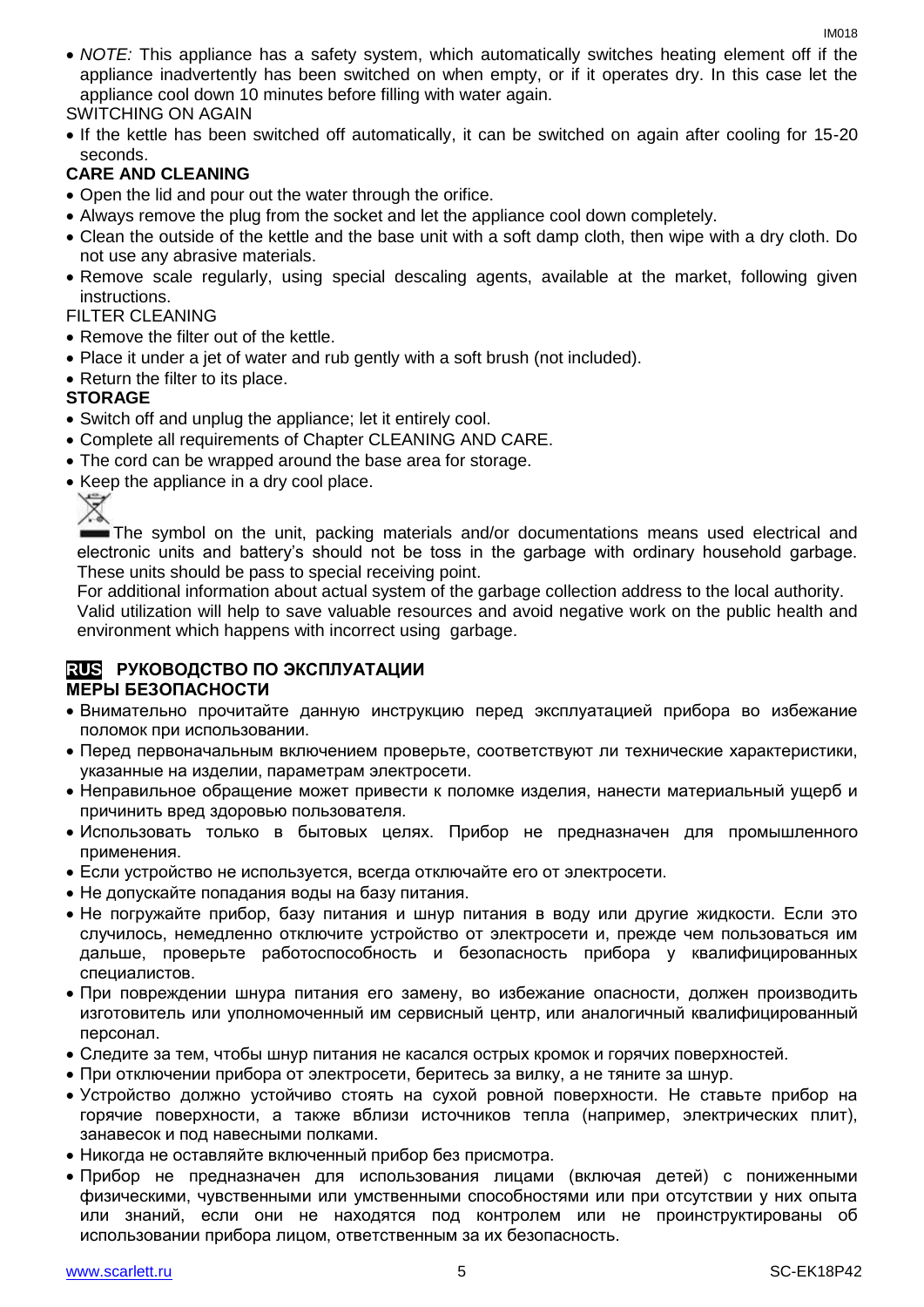- *NOTE:* This appliance has a safety system, which automatically switches heating element off if the appliance inadvertently has been switched on when empty, or if it operates dry. In this case let the appliance cool down 10 minutes before filling with water again.

SWITCHING ON AGAIN

- If the kettle has been switched off automatically, it can be switched on again after cooling for 15-20 seconds.

**CARE AND CLEANING**

- Open the lid and pour out the water through the orifice.
- Always remove the plug from the socket and let the appliance cool down completely.
- Clean the outside of the kettle and the base unit with a soft damp cloth, then wipe with a dry cloth. Do not use any abrasive materials.
- Remove scale regularly, using special descaling agents, available at the market, following given instructions.

FILTER CLEANING

- Remove the filter out of the kettle.
- Place it under a jet of water and rub gently with a soft brush (not included).
- Return the filter to its place.

**STORAGE**

- Switch off and unplug the appliance; let it entirely cool.
- Complete all requirements of Chapter CLEANING AND CARE.
- The cord can be wrapped around the base area for storage.
- Keep the appliance in a dry cool place.

The symbol on the unit, packing materials and/or documentations means used electrical and electronic units and battery's should not be toss in the garbage with ordinary household garbage. These units should be pass to special receiving point.

For additional information about actual system of the garbage collection address to the local authority.

Valid utilization will help to save valuable resources and avoid negative work on the public health and environment which happens with incorrect using garbage.

## RUS РУКОВОДСТВО ПО ЭКСПЛУАТАЦИИ

**МЕРЫ БЕЗОПАСНОСТИ**

- Внимательно прочитайте данную инструкцию перед эксплуатацией прибора во избежание поломок при использовании.
- Перед первоначальным включением проверьте, соответствуют ли технические характеристики, указанные на изделии, параметрам электросети.
- Неправильное обращение может привести к поломке изделия, нанести материальный ущерб и причинить вред здоровью пользователя.
- Использовать только в бытовых целях. Прибор не предназначен для промышленного применения.
- Если устройство не используется, всегда отключайте его от электросети.
- Не допускайте попадания воды на базу питания.
- Не погружайте прибор, базу питания и шнур питания в воду или другие жидкости. Если это случилось, немедленно отключите устройство от электросети и, прежде чем пользоваться им дальше, проверьте работоспособность и безопасность прибора у квалифицированных специалистов.
- При повреждении шнура питания его замену, во избежание опасности, должен производить изготовитель или уполномоченный им сервисный центр, или аналогичный квалифицированный персонал.
- Следите за тем, чтобы шнур питания не касался острых кромок и горячих поверхностей.
- При отключении прибора от электросети, беритесь за вилку, а не тяните за шнур.
- Устройство должно устойчиво стоять на сухой ровной поверхности. Не ставьте прибор на горячие поверхности, а также вблизи источников тепла (например, электрических плит), занавесок и под навесными полками.
- Никогда не оставляйте включенный прибор без присмотра.
- Прибор не предназначен для использования лицами (включая детей) с пониженными физическими, чувственными или умственными способностями или при отсутствии у них опыта или знаний, если они не находятся под контролем или не проинструктированы об использовании прибора лицом, ответственным за их безопасность.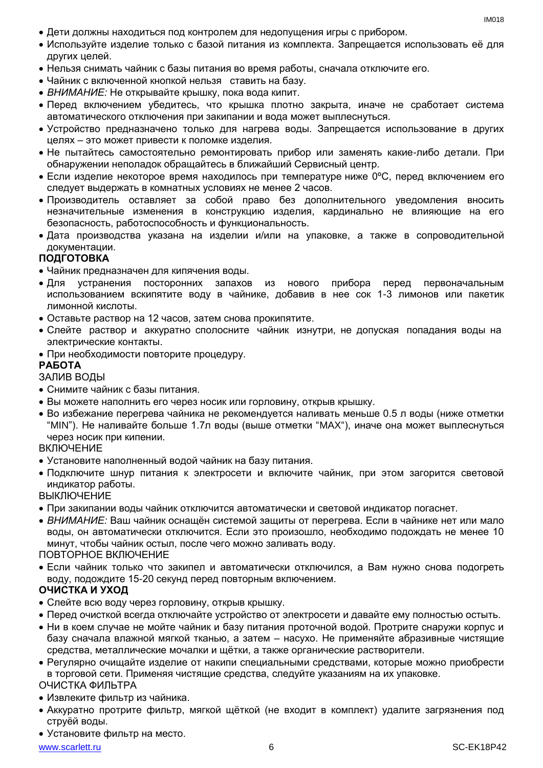- Дети должны находиться под контролем для недопущения игры с прибором.
- Используйте изделие только с базой питания из комплекта. Запрещается использовать её для других целей.
- Нельзя снимать чайник с базы питания во время работы, сначала отключите его.
- Чайник с включенной кнопкой нельзя ставить на базу.
- *ВНИМАНИЕ:* Не открывайте крышку, пока вода кипит.
- Перед включением убедитесь, что крышка плотно закрыта, иначе не сработает система автоматического отключения при закипании и вода может выплеснуться.
- Устройство предназначено только для нагрева воды. Запрещается использование в других целях – это может привести к поломке изделия.
- Не пытайтесь самостоятельно ремонтировать прибор или заменять какие-либо детали. При обнаружении неполадок обращайтесь в ближайший Сервисный центр.
- Если изделие некоторое время находилось при температуре ниже 0ºC, перед включением его следует выдержать в комнатных условиях не менее 2 часов.
- Производитель оставляет за собой право без дополнительного уведомления вносить незначительные изменения в конструкцию изделия, кардинально не влияющие на его безопасность, работоспособность и функциональность.
- Дата производства указана на изделии и/или на упаковке, а также в сопроводительной документации.

**ПОДГОТОВКА**

- Чайник предназначен для кипячения воды.
- Для устранения посторонних запахов из нового прибора перед первоначальным использованием вскипятите воду в чайнике, добавив в нее сок 1-3 лимонов или пакетик лимонной кислоты.
- Оставьте раствор на 12 часов, затем снова прокипятите.
- Слейте раствор и аккуратно сполосните чайник изнутри, не допуская попадания воды на электрические контакты.
- При необходимости повторите процедуру.

**РАБОТА**

ЗАЛИВ ВОДЫ

- Снимите чайник с базы питания.
- Вы можете наполнить его через носик или горловину, открыв крышку.
- Во избежание перегрева чайника не рекомендуется наливать меньше 0.5 л воды (ниже отметки “MIN”). Не наливайте больше 1.7л воды (выше отметки “MAX“), иначе она может выплеснуться через носик при кипении.

ВКЛЮЧЕНИЕ

- Установите наполненный водой чайник на базу питания.
- Подключите шнур питания к электросети и включите чайник, при этом загорится световой индикатор работы.

ВЫКЛЮЧЕНИЕ

- При закипании воды чайник отключится автоматически и световой индикатор погаснет.
- *ВНИМАНИЕ:* Ваш чайник оснащён системой защиты от перегрева. Если в чайнике нет или мало воды, он автоматически отключится. Если это произошло, необходимо подождать не менее 10 минут, чтобы чайник остыл, после чего можно заливать воду.

ПОВТОРНОЕ ВКЛЮЧЕНИЕ

- Если чайник только что закипел и автоматически отключился, а Вам нужно снова подогреть воду, подождите 15-20 секунд перед повторным включением.

**ОЧИСТКА И УХОД**

- Слейте всю воду через горловину, открыв крышку.
- Перед очисткой всегда отключайте устройство от электросети и давайте ему полностью остыть.
- Ни в коем случае не мойте чайник и базу питания проточной водой. Протрите снаружи корпус и базу сначала влажной мягкой тканью, а затем – насухо. Не применяйте абразивные чистящие средства, металлические мочалки и щётки, а также органические растворители.
- Регулярно очищайте изделие от накипи специальными средствами, которые можно приобрести в торговой сети. Применяя чистящие средства, следуйте указаниям на их упаковке.

ОЧИСТКА ФИЛЬТРА

- Извлеките фильтр из чайника.
- Аккуратно протрите фильтр, мягкой щёткой (не входит в комплект) удалите загрязнения под струёй воды.
- Установите фильтр на место.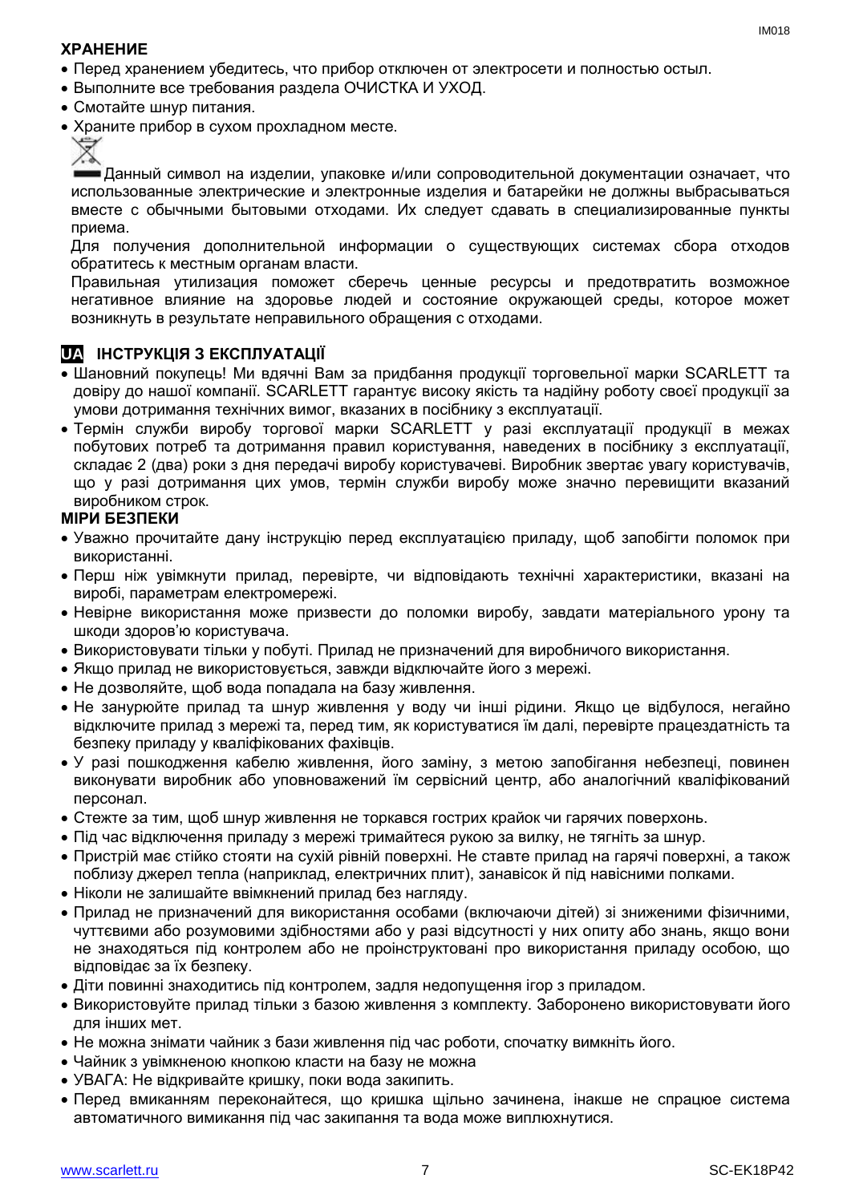### ХРАНЕНИЕ

- Перед хранением убедитесь, что прибор отключен от электросети и полностью остыл.
- Выполните все требования раздела ОЧИСТКА И УХОД.
- Смотайте шнур питания.
- Храните прибор в сухом прохладном месте.

Данный символ на изделии, упаковке и/или сопроводительной документации означает, что использованные электрические и электронные изделия и батарейки не должны выбрасываться вместе с обычными бытовыми отходами. Их следует сдавать в специализированные пункты приема.

Для получения дополнительной информации о существующих системах сбора отходов обратитесь к местным органам власти.

Правильная утилизация поможет сберечь ценные ресурсы и предотвратить возможное негативное влияние на здоровье людей и состояние окружающей среды, которое может возникнуть в результате неправильного обращения с отходами.

## UA ІНСТРУКЦІЯ З ЕКСПЛУАТАЦІЇ

- Шановний покупець! Ми вдячні Вам за придбання продукції торговельної марки SCARLETT та довіру до нашої компанії. SCARLETT гарантує високу якість та надійну роботу своєї продукції за умови дотримання технічних вимог, вказаних в посібнику з експлуатації.
- Термін служби виробу торгової марки SCARLETT у разі експлуатації продукції в межах побутових потреб та дотримання правил користування, наведених в посібнику з експлуатації, складає 2 (два) роки з дня передачі виробу користувачеві. Виробник звертає увагу користувачів, що у разі дотримання цих умов, термін служби виробу може значно перевищити вказаний виробником строк.

### МІРИ БЕЗПЕКИ

- Уважно прочитайте дану інструкцію перед експлуатацією приладу, щоб запобігти поломок при використанні.
- Перш ніж увімкнути прилад, перевірте, чи відповідають технічні характеристики, вказані на виробі, параметрам електромережі.
- Невірне використання може призвести до поломки виробу, завдати матеріального урону та шкоди здоров'ю користувача.
- Використовувати тільки у побуті. Прилад не призначений для виробничого використання.
- Якщо прилад не використовується, завжди відключайте його з мережі.
- Не дозволяйте, щоб вода попадала на базу живлення.
- Не занурюйте прилад та шнур живлення у воду чи інші рідини. Якщо це відбулося, негайно відключите прилад з мережі та, перед тим, як користуватися їм далі, перевірте працездатність та безпеку приладу у кваліфікованих фахівців.
- У разі пошкодження кабелю живлення, його заміну, з метою запобігання небезпеці, повинен виконувати виробник або уповноважений їм сервісний центр, або аналогічний кваліфікований персонал.
- Стежте за тим, щоб шнур живлення не торкався гострих крайок чи гарячих поверхонь.
- Під час відключення приладу з мережі тримайтеся рукою за вилку, не тягніть за шнур.
- Пристрій має стійко стояти на сухій рівній поверхні. Не ставте прилад на гарячі поверхні, а також поблизу джерел тепла (наприклад, електричних плит), занавісок й під навісними полками.
- Ніколи не залишайте ввімкнений прилад без нагляду.
- Прилад не призначений для використання особами (включаючи дітей) зі зниженими фізичними, чуттєвими або розумовими здібностями або у разі відсутності у них опиту або знань, якщо вони не знаходяться під контролем або не проінструктовані про використання приладу особою, що відповідає за їх безпеку.
- Діти повинні знаходитись під контролем, задля недопущення ігор з приладом.
- Використовуйте прилад тільки з базою живлення з комплекту. Заборонено використовувати його для інших мет.
- Не можна знімати чайник з бази живлення під час роботи, спочатку вимкніть його.
- Чайник з увімкненою кнопкою класти на базу не можна
- УВАГА: Не відкривайте кришку, поки вода закипить.
- Перед вмиканням переконайтеся, що кришка щільно зачинена, інакше не спрацює система автоматичного вимикання під час закипання та вода може виплюхнутися.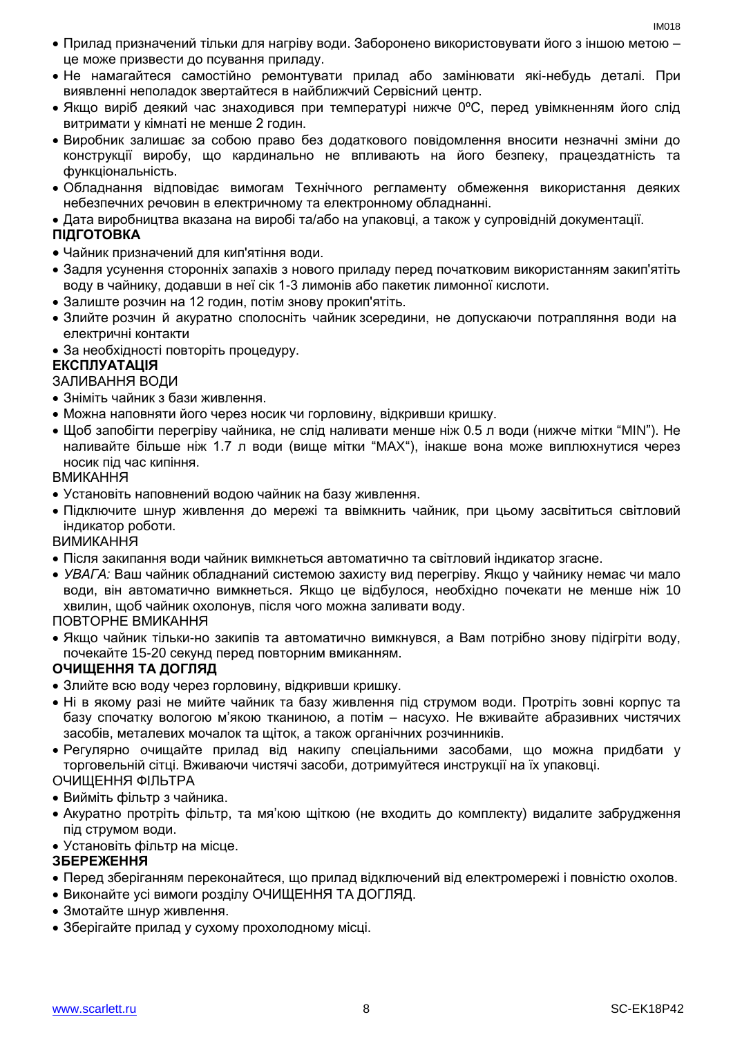- Прилад призначений тільки для нагріву води. Заборонено використовувати його з іншою метою – це може призвести до псування приладу.
- Не намагайтеся самостійно ремонтувати прилад або замінювати які-небудь деталі. При виявленні неполадок звертайтеся в найближчий Сервісний центр.
- Якщо виріб деякий час знаходився при температурі нижче 0ºC, перед увімкненням його слід витримати у кімнаті не менше 2 годин.
- Виробник залишає за собою право без додаткового повідомлення вносити незначні зміни до конструкції виробу, що кардинально не впливають на його безпеку, працездатність та функціональність.
- Обладнання відповідає вимогам Технічного регламенту обмеження використання деяких небезпечних речовин в електричному та електронному обладнанні.
- Дата виробництва вказана на виробі та/або на упаковці, а також у супровідній документації.

**ПІДГОТОВКА**

- Чайник призначений для кип'ятіння води.
- Задля усунення сторонніх запахів з нового приладу перед початковим використанням закип'ятіть воду в чайнику, додавши в неї сік 1-3 лимонів або пакетик лимонної кислоти.
- Залиште розчин на 12 годин, потім знову прокип'ятіть.
- Злийте розчин й акуратно сполосніть чайник зсередини, не допускаючи потрапляння води на електричні контакти
- За необхідності повторіть процедуру.

**ЕКСПЛУАТАЦІЯ**

ЗАЛИВАННЯ ВОДИ

- Зніміть чайник з бази живлення.
- Можна наповняти його через носик чи горловину, відкривши кришку.
- Щоб запобігти перегріву чайника, не слід наливати менше ніж 0.5 л води (нижче мітки “MIN”). Не наливайте більше ніж 1.7 л води (вище мітки “MAX“), інакше вона може виплюхнутися через носик під час кипіння.

ВМИКАННЯ

- Установіть наповнений водою чайник на базу живлення.
- Підключите шнур живлення до мережі та ввімкнить чайник, при цьому засвітиться світловий індикатор роботи.

ВИМИКАННЯ

- Після закипання води чайник вимкнеться автоматично та світловий індикатор згасне.
- *УВАГА:* Ваш чайник обладнаний системою захисту вид перегріву. Якщо у чайнику немає чи мало води, він автоматично вимкнеться. Якщо це відбулося, необхідно почекати не менше ніж 10 хвилин, щоб чайник охолонув, після чого можна заливати воду.

ПОВТОРНЕ ВМИКАННЯ

- Якщо чайник тільки-но закипів та автоматично вимкнувся, а Вам потрібно знову підігріти воду, почекайте 15-20 секунд перед повторним вмиканням.

**ОЧИЩЕННЯ ТА ДОГЛЯД**

- Злийте всю воду через горловину, відкривши кришку.
- Ні в якому разі не мийте чайник та базу живлення під струмом води. Протріть зовні корпус та базу спочатку вологою м'якою тканиною, а потім – насухо. Не вживайте абразивних чистячих засобів, металевих мочалок та щіток, а також органічних розчинників.
- Регулярно очищайте прилад від накипу спеціальними засобами, що можна придбати у торговельній сітці. Вживаючи чистячі засоби, дотримуйтеся инструкції на їх упаковці.

ОЧИЩЕННЯ ФІЛЬТРА

- Вийміть фільтр з чайника.
- Акуратно протріть фільтр, та мя'кою щіткою (не входить до комплекту) видалите забрудження під струмом води.
- Установіть фільтр на місце.

**ЗБЕРЕЖЕННЯ**

- Перед зберіганням переконайтеся, що прилад відключений від електромережі і повністю охолов.
- Виконайте усі вимоги розділу ОЧИЩЕННЯ ТА ДОГЛЯД.
- Змотайте шнур живлення.
- Зберігайте прилад у сухому прохолодному місці.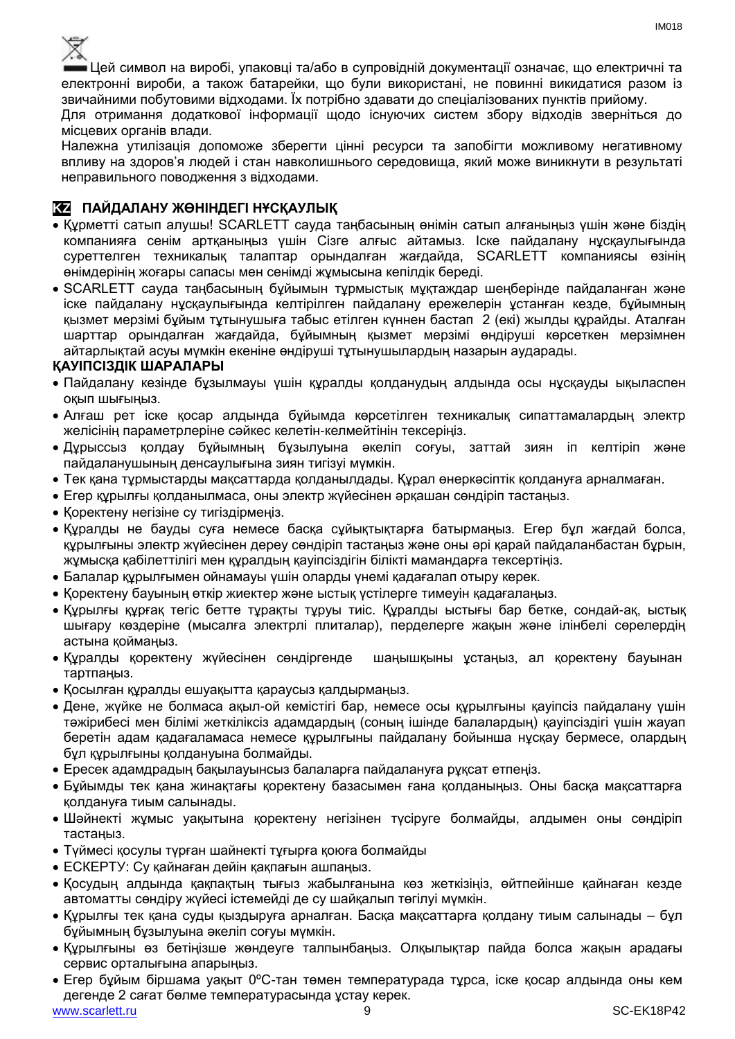Цей символ на виробі, упаковці та/або в супровідній документації означає, що електричні та електронні вироби, а також батарейки, що були використані, не повинні викидатися разом із звичайними побутовими відходами. Їх потрібно здавати до спеціалізованих пунктів прийому.

Для отримання додаткової інформації щодо існуючих систем збору відходів зверніться до місцевих органів влади.

Належна утилізація допоможе зберегти цінні ресурси та запобігти можливому негативному впливу на здоров'я людей і стан навколишнього середовища, який може виникнути в результаті неправильного поводження з відходами.

## KZ ПАЙДАЛАНУ ЖӨНІНДЕГІ НҰСҚАУЛЫҚ

- Құрметті сатып алушы! SCARLETT сауда таңбасының өнімін сатып алғаныңыз үшін және біздің компанияға сенім артқаныңыз үшін Сізге алғыс айтамыз. Іске пайдалану нұсқаулығында суреттелген техникалық талаптар орындалған жағдайда, SCARLETT компаниясы өзінің өнімдерінің жоғары сапасы мен сенімді жұмысына кепілдік береді.
- SCARLETT сауда таңбасының бұйымын тұрмыстық мұқтаждар шеңберінде пайдаланған және іске пайдалану нұсқаулығында келтірілген пайдалану ережелерін ұстанған кезде, бұйымның қызмет мерзімі бұйым тұтынушыға табыс етілген күннен бастап 2 (екі) жылды құрайды. Аталған шарттар орындалған жағдайда, бұйымның қызмет мерзімі өндіруші көрсеткен мерзімнен айтарлықтай асуы мүмкін екеніне өндіруші тұтынушылардың назарын аударады.

**ҚАУІПСІЗДІК ШАРАЛАРЫ**

- Пайдалану кезінде бұзылмауы үшін құралды қолданудың алдында осы нұсқауды ықыласпен оқып шығыңыз.
- Алғаш рет іске қосар алдында бұйымда көрсетілген техникалық сипаттамалардың электр желісінің параметрлеріне сәйкес келетін-келмейтінін тексеріңіз.
- Дұрыссыз қолдау бұйымның бұзылуына әкеліп соғуы, заттай зиян іп келтіріп және пайдаланушының денсаулығына зиян тигізуі мүмкін.
- Тек қана тұрмыстарды мақсаттарда қолданылдады. Құрал өнеркәсіптік қолдануға арналмаған.
- Егер құрылғы қолданылмаса, оны электр жүйесінен әрқашан сөндіріп тастаңыз.
- Қоректену негізіне су тигіздірмеңіз.
- Құралды не бауды суға немесе басқа сұйықтықтарға батырмаңыз. Егер бұл жағдай болса, құрылғыны электр жүйесінен дереу сөндіріп тастаңыз және оны әрі қарай пайдаланбастан бұрын, жұмысқа қабілеттілігі мен құралдың қауіпсіздігін білікті мамандарға тексертіңіз.
- Балалар құрылғымен ойнамауы үшін оларды үнемі қадағалап отыру керек.
- Қоректену бауының өткір жиектер және ыстық үстілерге тимеуін қадағалаңыз.
- Құрылғы құрғақ тегіс бетте тұрақты тұруы тиіс. Құралды ыстығы бар бетке, сондай-ақ, ыстық шығару көздеріне (мысалға электрлі плиталар), перделерге жақын және ілінбелі сөрелердің астына қоймаңыз.
- Құралды қоректену жүйесінен сөндіргенде шаңышқыны ұстаңыз, ал қоректену бауынан тартпаңыз.
- Қосылған құралды ешуақытта қараусыз қалдырмаңыз.
- Дене, жүйке не болмаса ақыл-ой кемістігі бар, немесе осы құрылғыны қауіпсіз пайдалану үшін тәжірибесі мен білімі жеткіліксіз адамдардың (соның ішінде балалардың) қауіпсіздігі үшін жауап беретін адам қадағаламаса немесе құрылғыны пайдалану бойынша нұсқау бермесе, олардың бұл құрылғыны қолдануына болмайды.
- Ересек адамдрадың бақылауынсыз балаларға пайдалануға рұқсат етпеңіз.
- Бұйымды тек қана жинақтағы қоректену базасымен ғана қолданыңыз. Оны басқа мақсаттарға қолдануға тиым салынады.
- Шәйнекті жұмыс уақытына қоректену негізінен түсіруге болмайды, алдымен оны сөндіріп тастаңыз.
- Түймесі қосулы түрған шайнекті тұғырға қоюға болмайды
- ЕСКЕРТУ: Су қайнаған дейін қақпағын ашпаңыз.
- Қосудың алдында қақпақтың тығыз жабылғанына көз жеткізіңіз, өйтпейінше қайнаған кезде автоматты сөндіру жүйесі істемейді де су шайқалып төгілуі мүмкін.
- Құрылғы тек қана суды қыздыруға арналған. Басқа мақсаттарға қолдану тиым салынады – бұл бұйымның бұзылуына әкеліп соғуы мүмкін.
- Құрылғыны өз бетіңізше жөндеуге талпынбаңыз. Олқылықтар пайда болса жақын арадағы сервис орталығына апарыңыз.
- Егер бұйым біршама уақыт 0ºC-тан төмен температурада тұрса, іске қосар алдында оны кем дегенде 2 сағат бөлме температурасында ұстау керек.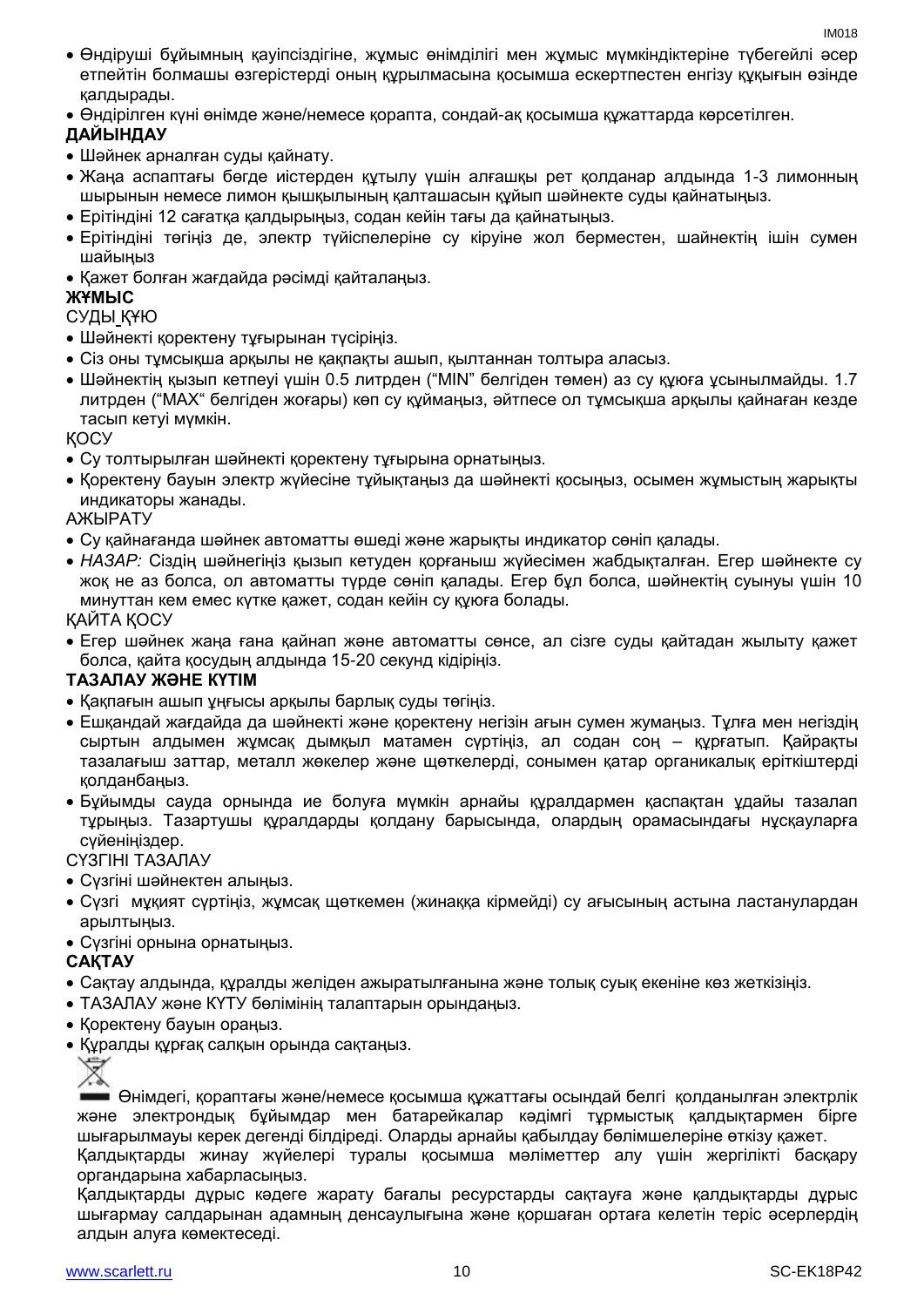- Өндіруші бұйымның қауіпсіздігіне, жұмыс өнімділігі мен жұмыс мүмкіндіктеріне түбегейлі әсер етпейтін болмашы өзгерістерді оның құрылмасына қосымша ескертпестен енгізу құқығын өзінде қалдырады.
- Өндірілген күні өнімде және/немесе қорапта, сондай-ақ қосымша құжаттарда көрсетілген.

**ДАЙЫНДАУ**

- Шәйнек арналған суды қайнату.
- Жаңа аспаптағы бөгде иістерден құтылу үшін алғашқы рет қолданар алдында 1-3 лимонның шырынын немесе лимон қышқылының қалташасын құйып шәйнекте суды қайнатыңыз.
- Ерітіндіні 12 сағатқа қалдырыңыз, содан кейін тағы да қайнатыңыз.
- Ерітіндіні төгіңіз де, электр түйіспелеріне су кіруіне жол берместен, шайнектің ішін сумен шайыңыз
- Қажет болған жағдайда рәсімді қайталаңыз.

**ЖҰМЫС**

СУДЫ ҚҰЮ

- Шәйнекті қоректену тұғырынан түсіріңіз.
- Сіз оны тұмсықша арқылы не қақпақты ашып, қылтаннан толтыра аласыз.
- Шәйнектің қызып кетпеуі үшін 0.5 литрден ("MIN" белгіден төмен) аз су құюға ұсынылмайды. 1.7 литрден ("MAX" белгіден жоғары) көп су құймаңыз, әйтпесе ол тұмсықша арқылы қайнаған кезде тасып кетуі мүмкін.

ҚОСУ

- Су толтырылған шәйнекті қоректену тұғырына орнатыңыз.
- Қоректену бауын электр жүйесіне тұйықтаңыз да шәйнекті қосыңыз, осымен жұмыстың жарықты индикаторы жанады.

АЖЫРАТУ

- Су қайнағанда шәйнек автоматты өшеді және жарықты индикатор сөніп қалады.
- *НАЗАР:* Сіздің шәйнегіңіз қызып кетуден қорғаныш жүйесімен жабдықталған. Егер шәйнекте су жоқ не аз болса, ол автоматты түрде сөніп қалады. Егер бұл болса, шәйнектің суынуы үшін 10 минуттан кем емес күтке қажет, содан кейін су құюға болады.

ҚАЙТА ҚОСУ

- Егер шәйнек жаңа ғана қайнап және автоматты сөнсе, ал сізге суды қайтадан жылыту қажет болса, қайта қосудың алдында 15-20 секунд кідіріңіз.

**ТАЗАЛАУ ЖӘНЕ КҮТІМ**

- Қақпағын ашып ұңғысы арқылы барлық суды төгіңіз.
- Ешқандай жағдайда да шәйнекті және қоректену негізін ағын сумен жумаңыз. Тұлға мен негіздің сыртын алдымен жұмсақ дымқыл матамен сүртіңіз, ал содан соң – құрғатып. Қайрақты тазалағыш заттар, металл жөкелер және щөткелерді, сонымен қатар органикалық еріткіштерді қолданбаңыз.
- Бұйымды сауда орнында ие болуға мүмкін арнайы құралдармен қаспақтан ұдайы тазалап тұрыңыз. Тазартушы құралдарды қолдану барысында, олардың орамасындағы нұсқауларға сүйеніңіздер.

СҮЗГІНІ ТАЗАЛАУ

- Сүзгіні шәйнектен алыңыз.
- Сүзгі мұқият сүртіңіз, жұмсақ щөткемен (жинаққа кірмейді) су ағысының астына ластанулардан арылтыңыз.
- Сүзгіні орнына орнатыңыз.

**САҚТАУ**

- Сақтау алдында, құралды желіден ажыратылғанына және толық суық екеніне көз жеткізіңіз.
- ТАЗАЛАУ және КҮТУ бөлімінің талаптарын орындаңыз.
- Қоректену бауын ораңыз.
- Құралды құрғақ салқын орында сақтаңыз.

Өнімдегі, қораптағы және/немесе қосымша құжаттағы осындай белгі қолданылған электрлік және электрондық бұйымдар мен батарейкалар кәдімгі тұрмыстық қалдықтармен бірге шығарылмауы керек дегенді білдіреді. Оларды арнайы қабылдау бөлімшелеріне өткізу қажет.

Қалдықтарды жинау жүйелері туралы қосымша мәліметтер алу үшін жергілікті басқару органдарына хабарласыңыз.

Қалдықтарды дұрыс кәдеге жарату бағалы ресурстарды сақтауға және қалдықтарды дұрыс шығармау салдарынан адамның денсаулығына және қоршаған ортаға келетін теріс әсерлердің алдын алуға көмектеседі.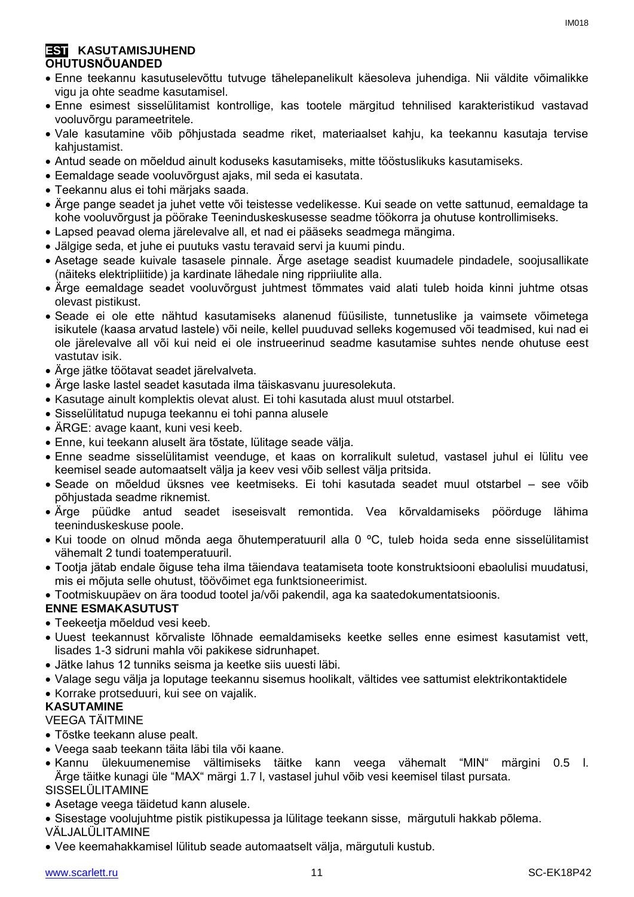## EST KASUTAMISJUHEND

### OHUTUSNÕUANDED

- Enne teekannu kasutuselevõttu tutvuge tähelepanelikult käesoleva juhendiga. Nii väldite võimalikke vigu ja ohte seadme kasutamisel.
- Enne esimest sisselülitamist kontrollige, kas tootele märgitud tehnilised karakteristikud vastavad vooluvõrgu parameetritele.
- Vale kasutamine võib põhjustada seadme riket, materiaalset kahju, ka teekannu kasutaja tervise kahjustamist.
- Antud seade on mõeldud ainult koduseks kasutamiseks, mitte tööstuslikuks kasutamiseks.
- Eemaldage seade vooluvõrgust ajaks, mil seda ei kasutata.
- Teekannu alus ei tohi märjaks saada.
- Ärge pange seadet ja juhet vette või teistesse vedelikesse. Kui seade on vette sattunud, eemaldage ta kohe vooluvõrgust ja pöörake Teeninduskeskusesse seadme töökorra ja ohutuse kontrollimiseks.
- Lapsed peavad olema järelevalve all, et nad ei pääseks seadmega mängima.
- Jälgige seda, et juhe ei puutuks vastu teravaid servi ja kuumi pindu.
- Asetage seade kuivale tasasele pinnale. Ärge asetage seadist kuumadele pindadele, soojusallikate (näiteks elektripliitide) ja kardinate lähedale ning rippriiulite alla.
- Ärge eemaldage seadet vooluvõrgust juhtmest tõmmates vaid alati tuleb hoida kinni juhtme otsas olevast pistikust.
- Seade ei ole ette nähtud kasutamiseks alanenud füüsiliste, tunnetuslike ja vaimsete võimetega isikutele (kaasa arvatud lastele) või neile, kellel puuduvad selleks kogemused või teadmised, kui nad ei ole järelevalve all või kui neid ei ole instrueerinud seadme kasutamise suhtes nende ohutuse eest vastutav isik.
- Ärge jätke töötavat seadet järelvalveta.
- Ärge laske lastel seadet kasutada ilma täiskasvanu juuresolekuta.
- Kasutage ainult komplektis olevat alust. Ei tohi kasutada alust muul otstarbel.
- Sisselülitatud nupuga teekannu ei tohi panna alusele
- ÄRGE: avage kaant, kuni vesi keeb.
- Enne, kui teekann aluselt ära tõstate, lülitage seade välja.
- Enne seadme sisselülitamist veenduge, et kaas on korralikult suletud, vastasel juhul ei lülitu vee keemisel seade automaatselt välja ja keev vesi võib sellest välja pritsida.
- Seade on mõeldud üksnes vee keetmiseks. Ei tohi kasutada seadet muul otstarbel – see võib põhjustada seadme riknemist.
- Ärge püüdke antud seadet iseseisvalt remontida. Vea kõrvaldamiseks pöörduge lähima teeninduskeskuse poole.
- Kui toode on olnud mõnda aega õhutemperatuuril alla 0 ºC, tuleb hoida seda enne sisselülitamist vähemalt 2 tundi toatemperatuuril.
- Tootja jätab endale õiguse teha ilma täiendava teatamiseta toote konstruktsiooni ebaolulisi muudatusi, mis ei mõjuta selle ohutust, töövõimet ega funktsioneerimist.
- Tootmiskuupäev on ära toodud tootel ja/või pakendil, aga ka saatedokumentatsioonis.

### ENNE ESMAKASUTUST

- Teekeetja mõeldud vesi keeb.
- Uuest teekannust kõrvaliste lõhnade eemaldamiseks keetke selles enne esimest kasutamist vett, lisades 1-3 sidruni mahla või pakikese sidrunhapet.
- Jätke lahus 12 tunniks seisma ja keetke siis uuesti läbi.
- Valage segu välja ja loputage teekannu sisemus hoolikalt, vältides vee sattumist elektrikontaktidele
- Korrake protseduuri, kui see on vajalik.

### KASUTAMINE

VEEGA TÄITMINE

- Tõstke teekann aluse pealt.
- Veega saab teekann täita läbi tila või kaane.
- Kannu ülekuumenemise vältimiseks täitke kann veega vähemalt "MIN" märgini 0.5 l. Ärge täitke kunagi üle "MAX" märgi 1.7 l, vastasel juhul võib vesi keemisel tilast pursata.

SISSELÜLITAMINE

- Asetage veega täidetud kann alusele.
- Sisestage voolujuhtme pistik pistikupessa ja lülitage teekann sisse, märgutuli hakkab põlema.

VÄLJALÜLITAMINE

- Vee keemahakkamisel lülitub seade automaatselt välja, märgutuli kustub.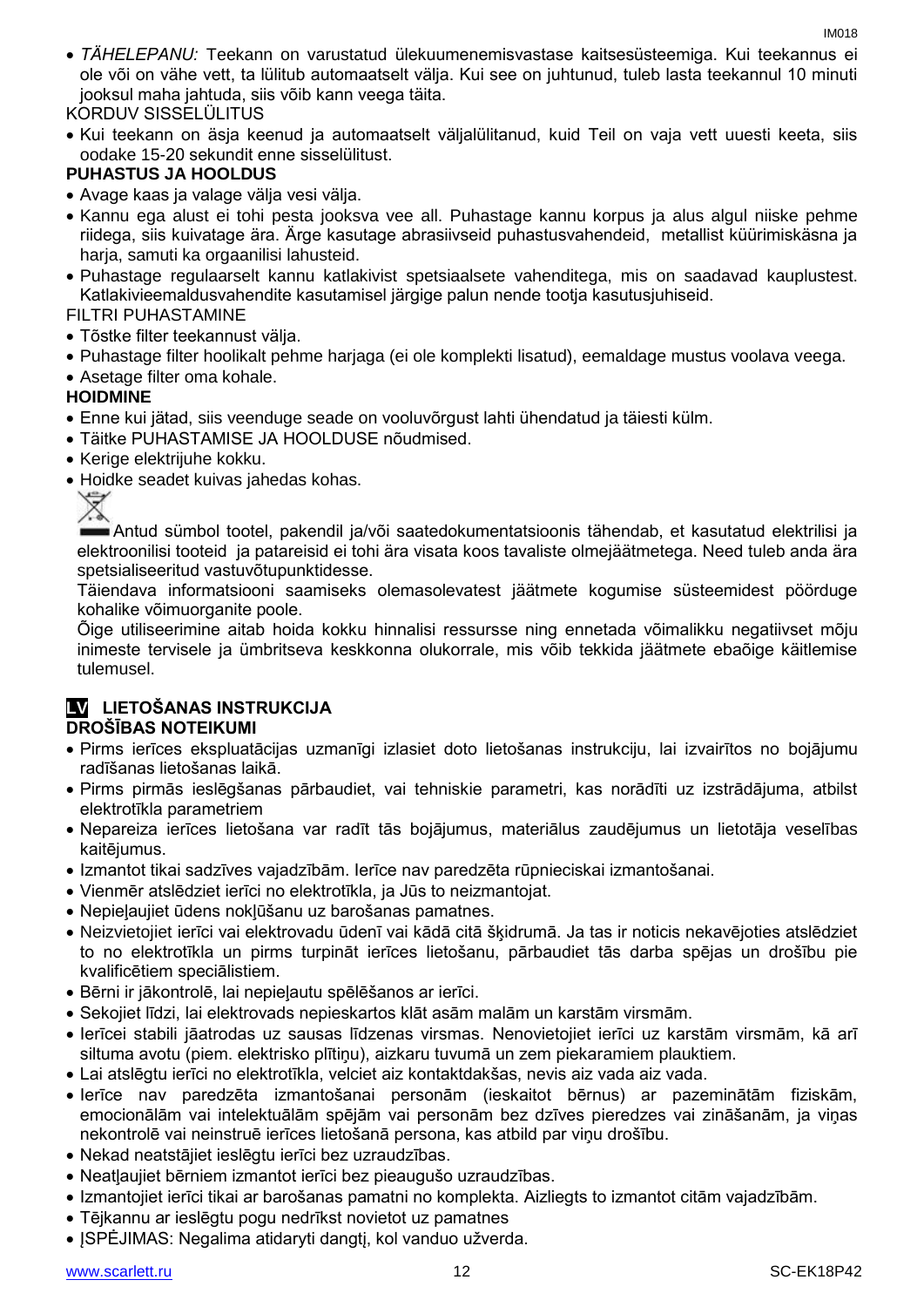- *TÄHELEPANU:* Teekann on varustatud ülekuumenemisvastase kaitsesüsteemiga. Kui teekannus ei ole või on vähe vett, ta lülitub automaatselt välja. Kui see on juhtunud, tuleb lasta teekannul 10 minuti jooksul maha jahtuda, siis võib kann veega täita.

KORDUV SISSELÜLITUS

- Kui teekann on äsja keenud ja automaatselt väljalülitanud, kuid Teil on vaja vett uuesti keeta, siis oodake 15-20 sekundit enne sisselülitust.

**PUHASTUS JA HOOLDUS**

- Avage kaas ja valage välja vesi välja.
- Kannu ega alust ei tohi pesta jooksva vee all. Puhastage kannu korpus ja alus algul niiske pehme riidega, siis kuivatage ära. Ärge kasutage abrasiivseid puhastusvahendeid, metallist küürimiskäsna ja harja, samuti ka orgaanilisi lahusteid.
- Puhastage regulaarselt kannu katlakivist spetsiaalsete vahenditega, mis on saadavad kauplustest. Katlakivieemaldusvahendite kasutamisel järgige palun nende tootja kasutusjuhiseid.

FILTRI PUHASTAMINE

- Tõstke filter teekannust välja.
- Puhastage filter hoolikalt pehme harjaga (ei ole komplekti lisatud), eemaldage mustus voolava veega.
- Asetage filter oma kohale.

**HOIDMINE**

- Enne kui jätad, siis veenduge seade on vooluvõrgust lahti ühendatud ja täiesti külm.
- Täitke PUHASTAMISE JA HOOLDUSE nõudmised.
- Kerige elektrijuhe kokku.
- Hoidke seadet kuivas jahedas kohas.

Antud sümbol tootel, pakendil ja/või saatedokumentatsioonis tähendab, et kasutatud elektrilisi ja elektroonilisi tooteid ja patareisid ei tohi ära visata koos tavaliste olmejäätmetega. Need tuleb anda ära spetsialiseeritud vastuvõtupunktidesse.

Täiendava informatsiooni saamiseks olemasolevatest jäätmete kogumise süsteemidest pöörduge kohalike võimuorganite poole.

Õige utiliseerimine aitab hoida kokku hinnalisi ressursse ning ennetada võimalikku negatiivset mõju inimeste tervisele ja ümbritseva keskkonna olukorrale, mis võib tekkida jäätmete ebaõige käitlemise tulemusel.

## LV LIETOŠANAS INSTRUKCIJA

**DROŠĪBAS NOTEIKUMI**

- Pirms ierīces ekspluatācijas uzmanīgi izlasiet doto lietošanas instrukciju, lai izvairītos no bojājumu radīšanas lietošanas laikā.
- Pirms pirmās ieslēgšanas pārbaudiet, vai tehniskie parametri, kas norādīti uz izstrādājuma, atbilst elektrotīkla parametriem
- Nepareiza ierīces lietošana var radīt tās bojājumus, materiālus zaudējumus un lietotāja veselības kaitējumus.
- Izmantot tikai sadzīves vajadzībām. Ierīce nav paredzēta rūpnieciskai izmantošanai.
- Vienmēr atslēdziet ierīci no elektrotīkla, ja Jūs to neizmantojat.
- Nepieļaujiet ūdens nokļūšanu uz barošanas pamatnes.
- Neizvietojiet ierīci vai elektrovadu ūdenī vai kādā citā šķidrumā. Ja tas ir noticis nekavējoties atslēdziet to no elektrotīkla un pirms turpināt ierīces lietošanu, pārbaudiet tās darba spējas un drošību pie kvalificētiem speciālistiem.
- Bērni ir jākontrolē, lai nepieļautu spēlēšanos ar ierīci.
- Sekojiet līdzi, lai elektrovads nepieskartos klāt asām malām un karstām virsmām.
- Ierīcei stabili jāatrodas uz sausas līdzenas virsmas. Nenovietojiet ierīci uz karstām virsmām, kā arī siltuma avotu (piem. elektrisko plītiņu), aizkaru tuvumā un zem piekaramiem plauktiem.
- Lai atslēgtu ierīci no elektrotīkla, velciet aiz kontaktdakšas, nevis aiz vada aiz vada.
- Ierīce nav paredzēta izmantošanai personām (ieskaitot bērnus) ar pazeminātām fiziskām, emocionālām vai intelektuālām spējām vai personām bez dzīves pieredzes vai zināšanām, ja viņas nekontrolē vai neinstruē ierīces lietošanā persona, kas atbild par viņu drošību.
- Nekad neatstājiet ieslēgtu ierīci bez uzraudzības.
- Neatļaujiet bērniem izmantot ierīci bez pieaugušo uzraudzības.
- Izmantojiet ierīci tikai ar barošanas pamatni no komplekta. Aizliegts to izmantot citām vajadzībām.
- Tējkannu ar ieslēgtu pogu nedrīkst novietot uz pamatnes
- ĮSPĖJIMAS: Negalima atidaryti dangtį, kol vanduo užverda.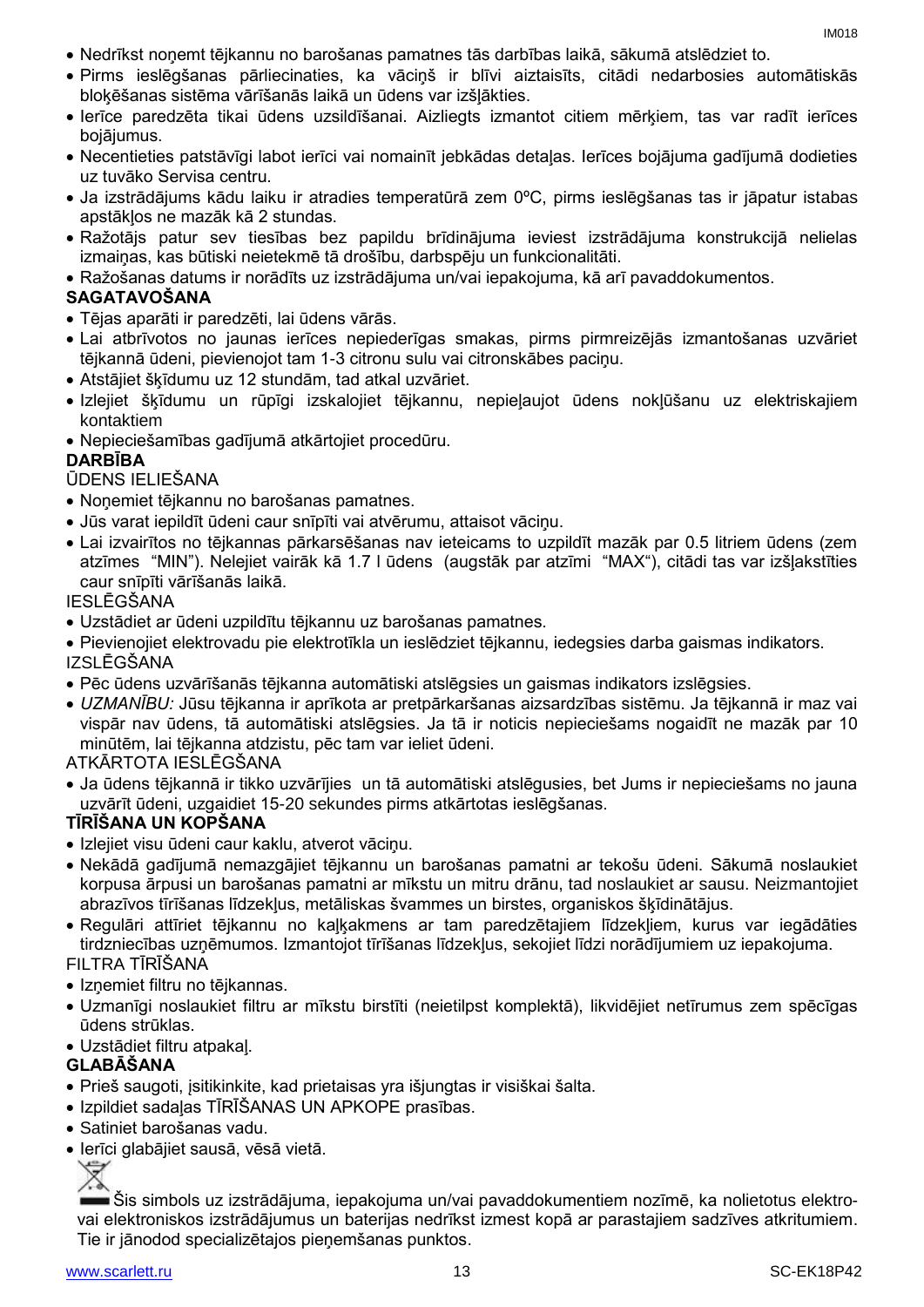- Nedrīkst noņemt tējkannu no barošanas pamatnes tās darbības laikā, sākumā atslēdziet to.
- Pirms ieslēgšanas pārliecinaties, ka vāciņš ir blīvi aiztaisīts, citādi nedarbosies automātiskās bloķēšanas sistēma vārīšanās laikā un ūdens var izšļākties.
- Ierīce paredzēta tikai ūdens uzsildīšanai. Aizliegts izmantot citiem mērķiem, tas var radīt ierīces bojājumus.
- Necentieties patstāvīgi labot ierīci vai nomainīt jebkādas detaļas. Ierīces bojājuma gadījumā dodieties uz tuvāko Servisa centru.
- Ja izstrādājums kādu laiku ir atradies temperatūrā zem 0ºC, pirms ieslēgšanas tas ir jāpatur istabas apstākļos ne mazāk kā 2 stundas.
- Ražotājs patur sev tiesības bez papildu brīdinājuma ieviest izstrādājuma konstrukcijā nelielas izmaiņas, kas būtiski neietekmē tā drošību, darbspēju un funkcionalitāti.
- Ražošanas datums ir norādīts uz izstrādājuma un/vai iepakojuma, kā arī pavaddokumentos.

**SAGATAVOŠANA**

- Tējas aparāti ir paredzēti, lai ūdens vārās.
- Lai atbrīvotos no jaunas ierīces nepiederīgas smakas, pirms pirmreizējās izmantošanas uzvāriet tējkannā ūdeni, pievienojot tam 1-3 citronu sulu vai citronskābes paciņu.
- Atstājiet šķīdumu uz 12 stundām, tad atkal uzvāriet.
- Izlejiet šķīdumu un rūpīgi izskalojiet tējkannu, nepieļaujot ūdens nokļūšanu uz elektriskajiem kontaktiem
- Nepieciešamības gadījumā atkārtojiet procedūru.

**DARBĪBA**

ŪDENS IELIEŠANA

- Noņemiet tējkannu no barošanas pamatnes.
- Jūs varat iepildīt ūdeni caur snīpīti vai atvērumu, attaisot vāciņu.
- Lai izvairītos no tējkannas pārkarsēšanas nav ieteicams to uzpildīt mazāk par 0.5 litriem ūdens (zem atzīmes "MIN"). Nelejiet vairāk kā 1.7 l ūdens (augstāk par atzīmi "MAX"), citādi tas var izšļakstīties caur snīpīti vārīšanās laikā.

IESLĒGŠANA

- Uzstādiet ar ūdeni uzpildītu tējkannu uz barošanas pamatnes.
- Pievienojiet elektrovadu pie elektrotīkla un ieslēdziet tējkannu, iedegsies darba gaismas indikators.

IZSLĒGŠANA

- Pēc ūdens uzvārīšanās tējkanna automātiski atslēgsies un gaismas indikators izslēgsies.
- *UZMANĪBU:* Jūsu tējkanna ir aprīkota ar pretpārkaršanas aizsardzības sistēmu. Ja tējkannā ir maz vai vispār nav ūdens, tā automātiski atslēgsies. Ja tā ir noticis nepieciešams nogaidīt ne mazāk par 10 minūtēm, lai tējkanna atdzistu, pēc tam var ieliet ūdeni.

ATKĀRTOTA IESLĒGŠANA

- Ja ūdens tējkannā ir tikko uzvārījies un tā automātiski atslēgusies, bet Jums ir nepieciešams no jauna uzvārīt ūdeni, uzgaidiet 15-20 sekundes pirms atkārtotas ieslēgšanas.

**TĪRĪŠANA UN KOPŠANA**

- Izlejiet visu ūdeni caur kaklu, atverot vāciņu.
- Nekādā gadījumā nemazgājiet tējkannu un barošanas pamatni ar tekošu ūdeni. Sākumā noslaukiet korpusa ārpusi un barošanas pamatni ar mīkstu un mitru drānu, tad noslaukiet ar sausu. Neizmantojiet abrazīvos tīrīšanas līdzekļus, metāliskas švammes un birstes, organiskos šķīdinātājus.
- Regulāri attīriet tējkannu no kaļķakmens ar tam paredzētajiem līdzekļiem, kurus var iegādāties tirdzniecības uzņēmumos. Izmantojot tīrīšanas līdzekļus, sekojiet līdzi norādījumiem uz iepakojuma.

FILTRA TĪRĪŠANA

- Izņemiet filtru no tējkannas.
- Uzmanīgi noslaukiet filtru ar mīkstu birstīti (neietilpst komplektā), likvidējiet netīrumus zem spēcīgas ūdens strūklas.
- Uzstādiet filtru atpakaļ.

**GLABĀŠANA**

- Prieš saugoti, įsitikinkite, kad prietaisas yra išjungtas ir visiškai šalta.
- Izpildiet sadaļas TĪRĪŠANAS UN APKOPE prasības.
- Satiniet barošanas vadu.
- Ierīci glabājiet sausā, vēsā vietā.

Šis simbols uz izstrādājuma, iepakojuma un/vai pavaddokumentiem nozīmē, ka nolietotus elektro- vai elektroniskos izstrādājumus un baterijas nedrīkst izmest kopā ar parastajiem sadzīves atkritumiem. Tie ir jānodod specializētajos pieņemšanas punktos.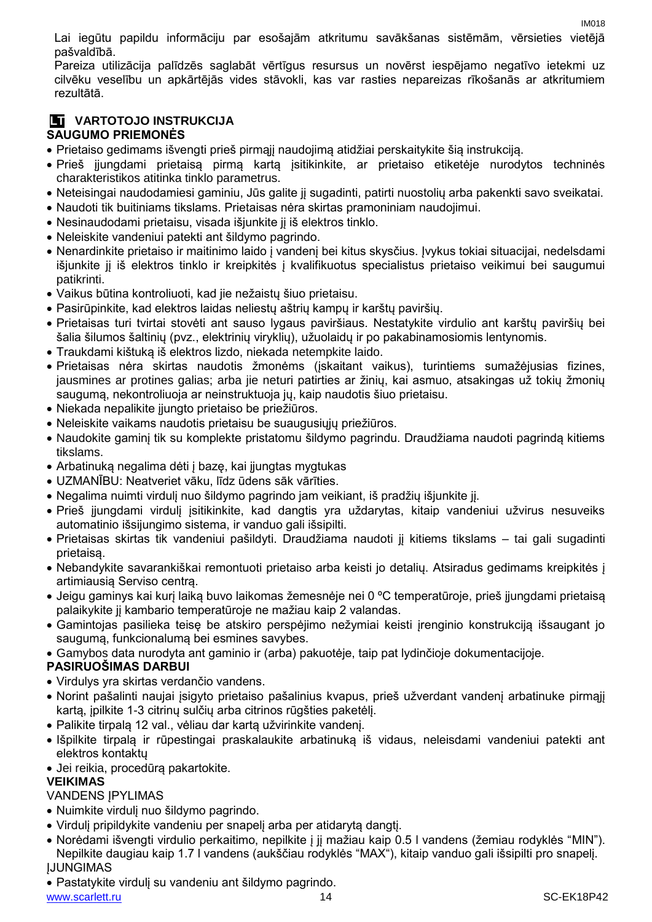Lai iegūtu papildu informāciju par esošajām atkritumu savākšanas sistēmām, vērsieties vietējā pašvaldībā.
Pareiza utilizācija palīdzēs saglabāt vērtīgus resursus un novērst iespējamo negatīvo ietekmi uz cilvēku veselību un apkārtējās vides stāvokli, kas var rasties nepareizas rīkošanās ar atkritumiem rezultātā.

## LT VARTOTOJO INSTRUKCIJA

### SAUGUMO PRIEMONĖS

- Prietaiso gedimams išvengti prieš pirmąjį naudojimą atidžiai perskaitykite šią instrukciją.
- Prieš įjungdami prietaisą pirmą kartą įsitikinkite, ar prietaiso etiketėje nurodytos techninės charakteristikos atitinka tinklo parametrus.
- Neteisingai naudodamiesi gaminiu, Jūs galite jį sugadinti, patirti nuostolių arba pakenkti savo sveikatai.
- Naudoti tik buitiniams tikslams. Prietaisas nėra skirtas pramoniniam naudojimui.
- Nesinaudodami prietaisu, visada išjunkite jį iš elektros tinklo.
- Neleiskite vandeniui patekti ant šildymo pagrindo.
- Nenardinkite prietaiso ir maitinimo laido į vandenį bei kitus skysčius. Įvykus tokiai situacijai, nedelsdami išjunkite jį iš elektros tinklo ir kreipkitės į kvalifikuotus specialistus prietaiso veikimui bei saugumui patikrinti.
- Vaikus būtina kontroliuoti, kad jie nežaistų šiuo prietaisu.
- Pasirūpinkite, kad elektros laidas neliestų aštrių kampų ir karštų paviršių.
- Prietaisas turi tvirtai stovėti ant sauso lygaus paviršiaus. Nestatykite virdulio ant karštų paviršių bei šalia šilumos šaltinių (pvz., elektrinių viryklių), užuolaidų ir po pakabinamosiomis lentynomis.
- Traukdami kištuką iš elektros lizdo, niekada netempkite laido.
- Prietaisas nėra skirtas naudotis žmonėms (įskaitant vaikus), turintiems sumažėjusias fizines, jausmines ar protines galias; arba jie neturi patirties ar žinių, kai asmuo, atsakingas už tokių žmonių saugumą, nekontroliuoja ar neinstruktuoja jų, kaip naudotis šiuo prietaisu.
- Niekada nepalikite įjungto prietaiso be priežiūros.
- Neleiskite vaikams naudotis prietaisu be suaugusiųjų priežiūros.
- Naudokite gaminį tik su komplekte pristatomu šildymo pagrindu. Draudžiama naudoti pagrindą kitiems tikslams.
- Arbatinuką negalima dėti į bazę, kai įjungtas mygtukas
- UZMANĪBU: Neatveriet vāku, līdz ūdens sāk vārīties.
- Negalima nuimti virdulį nuo šildymo pagrindo jam veikiant, iš pradžių išjunkite jį.
- Prieš įjungdami virdulį įsitikinkite, kad dangtis yra uždarytas, kitaip vandeniui užvirus nesuveiks automatinio išsijungimo sistema, ir vanduo gali išsipilti.
- Prietaisas skirtas tik vandeniui pašildyti. Draudžiama naudoti jį kitiems tikslams – tai gali sugadinti prietaisą.
- Nebandykite savarankiškai remontuoti prietaiso arba keisti jo detalių. Atsiradus gedimams kreipkitės į artimiausią Serviso centrą.
- Jeigu gaminys kai kurį laiką buvo laikomas žemesnėje nei 0 ºC temperatūroje, prieš įjungdami prietaisą palaikykite jį kambario temperatūroje ne mažiau kaip 2 valandas.
- Gamintojas pasilieka teisę be atskiro perspėjimo nežymiai keisti įrenginio konstrukciją išsaugant jo saugumą, funkcionalumą bei esmines savybes.
- Gamybos data nurodyta ant gaminio ir (arba) pakuotėje, taip pat lydinčioje dokumentacijoje.

### PASIRUOŠIMAS DARBUI

- Virdulys yra skirtas verdančio vandens.
- Norint pašalinti naujai įsigyto prietaiso pašalinius kvapus, prieš užverdant vandenį arbatinuke pirmąjį kartą, įpilkite 1-3 citrinų sulčių arba citrinos rūgšties paketėlį.
- Palikite tirpalą 12 val., vėliau dar kartą užvirinkite vandenį.
- Išpilkite tirpalą ir rūpestingai praskalaukite arbatinuką iš vidaus, neleisdami vandeniui patekti ant elektros kontaktų
- Jei reikia, procedūrą pakartokite.

### VEIKIMAS

VANDENS ĮPYLIMAS

- Nuimkite virdulį nuo šildymo pagrindo.
- Virdulį pripildykite vandeniu per snapelį arba per atidarytą dangtį.
- Norėdami išvengti virdulio perkaitimo, nepilkite į jį mažiau kaip 0.5 l vandens (žemiau rodyklės “MIN”). Nepilkite daugiau kaip 1.7 l vandens (aukščiau rodyklės “MAX“), kitaip vanduo gali išsipilti pro snapelį.

ĮJUNGIMAS

- Pastatykite virdulį su vandeniu ant šildymo pagrindo.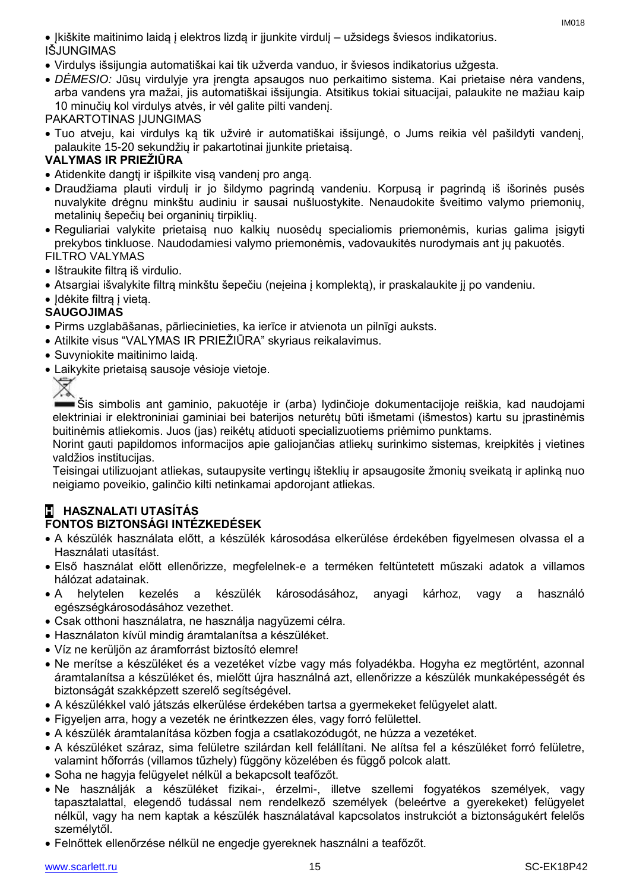- Įkiškite maitinimo laidą į elektros lizdą ir įjunkite virdulį – užsidegs šviesos indikatorius.

IŠJUNGIMAS

- Virdulys išsijungia automatiškai kai tik užverda vanduo, ir šviesos indikatorius užgesta.
- *DĖMESIO:* Jūsų virdulyje yra įrengta apsaugos nuo perkaitimo sistema. Kai prietaise nėra vandens, arba vandens yra mažai, jis automatiškai išsijungia. Atsitikus tokiai situacijai, palaukite ne mažiau kaip 10 minučių kol virdulys atvės, ir vėl galite pilti vandenį.

PAKARTOTINAS ĮJUNGIMAS

- Tuo atveju, kai virdulys ką tik užvirė ir automatiškai išsijungė, o Jums reikia vėl pašildyti vandenį, palaukite 15-20 sekundžių ir pakartotinai įjunkite prietaisą.

**VALYMAS IR PRIEŽIŪRA**

- Atidenkite dangtį ir išpilkite visą vandenį pro angą.
- Draudžiama plauti virdulį ir jo šildymo pagrindą vandeniu. Korpusą ir pagrindą iš išorinės pusės nuvalykite drėgnu minkštu audiniu ir sausai nušluostykite. Nenaudokite šveitimo valymo priemonių, metalinių šepečių bei organinių tirpiklių.
- Reguliariai valykite prietaisą nuo kalkių nuosėdų specialiomis priemonėmis, kurias galima įsigyti prekybos tinkluose. Naudodamiesi valymo priemonėmis, vadovaukitės nurodymais ant jų pakuotės.

FILTRO VALYMAS

- Ištraukite filtrą iš virdulio.
- Atsargiai išvalykite filtrą minkštu šepečiu (neįeina į komplektą), ir praskalaukite jį po vandeniu.
- Įdėkite filtrą į vietą.

**SAUGOJIMAS**

- Pirms uzglabāšanas, pārliecinieties, ka ierīce ir atvienota un pilnīgi auksts.
- Atlikite visus “VALYMAS IR PRIEŽIŪRA” skyriaus reikalavimus.
- Suvyniokite maitinimo laidą.
- Laikykite prietaisą sausoje vėsioje vietoje.

Šis simbolis ant gaminio, pakuotėje ir (arba) lydinčioje dokumentacijoje reiškia, kad naudojami elektriniai ir elektroniniai gaminiai bei baterijos neturėtų būti išmetami (išmestos) kartu su įprastinėmis buitinėmis atliekomis. Juos (jas) reikėtų atiduoti specializuotiems priėmimo punktams.

Norint gauti papildomos informacijos apie galiojančias atliekų surinkimo sistemas, kreipkitės į vietines valdžios institucijas.

Teisingai utilizuojant atliekas, sutaupysite vertingų išteklių ir apsaugosite žmonių sveikatą ir aplinką nuo neigiamo poveikio, galinčio kilti netinkamai apdorojant atliekas.

## H HASZNALATI UTASÍTÁS

**FONTOS BIZTONSÁGI INTÉZKEDÉSEK**

- A készülék használata előtt, a készülék károsodása elkerülése érdekében figyelmesen olvassa el a Használati utasítást.
- Első használat előtt ellenőrizze, megfelelnek-e a terméken feltüntetett műszaki adatok a villamos hálózat adatainak.
- A helytelen kezelés a készülék károsodásához, anyagi kárhoz, vagy a használó egészségkárosodásához vezethet.
- Csak otthoni használatra, ne használja nagyüzemi célra.
- Használaton kívül mindig áramtalanítsa a készüléket.
- Víz ne kerüljön az áramforrást biztosító elemre!
- Ne merítse a készüléket és a vezetéket vízbe vagy más folyadékba. Hogyha ez megtörtént, azonnal áramtalanítsa a készüléket és, mielőtt újra használná azt, ellenőrizze a készülék munkaképességét és biztonságát szakképzett szerelő segítségével.
- A készülékkel való játszás elkerülése érdekében tartsa a gyermekeket felügyelet alatt.
- Figyeljen arra, hogy a vezeték ne érintkezzen éles, vagy forró felülettel.
- A készülék áramtalanítása közben fogja a csatlakozódugót, ne húzza a vezetéket.
- A készüléket száraz, sima felületre szilárdan kell felállítani. Ne alítsa fel a készüléket forró felületre, valamint hőforrás (villamos tűzhely) függöny közelében és függő polcok alatt.
- Soha ne hagyja felügyelet nélkül a bekapcsolt teafőzőt.
- Ne használják a készüléket fizikai-, érzelmi-, illetve szellemi fogyatékos személyek, vagy tapasztalattal, elegendő tudással nem rendelkező személyek (beleértve a gyerekeket) felügyelet nélkül, vagy ha nem kaptak a készülék használatával kapcsolatos instrukciót a biztonságukért felelős személytől.
- Felnőttek ellenőrzése nélkül ne engedje gyereknek használni a teafőzőt.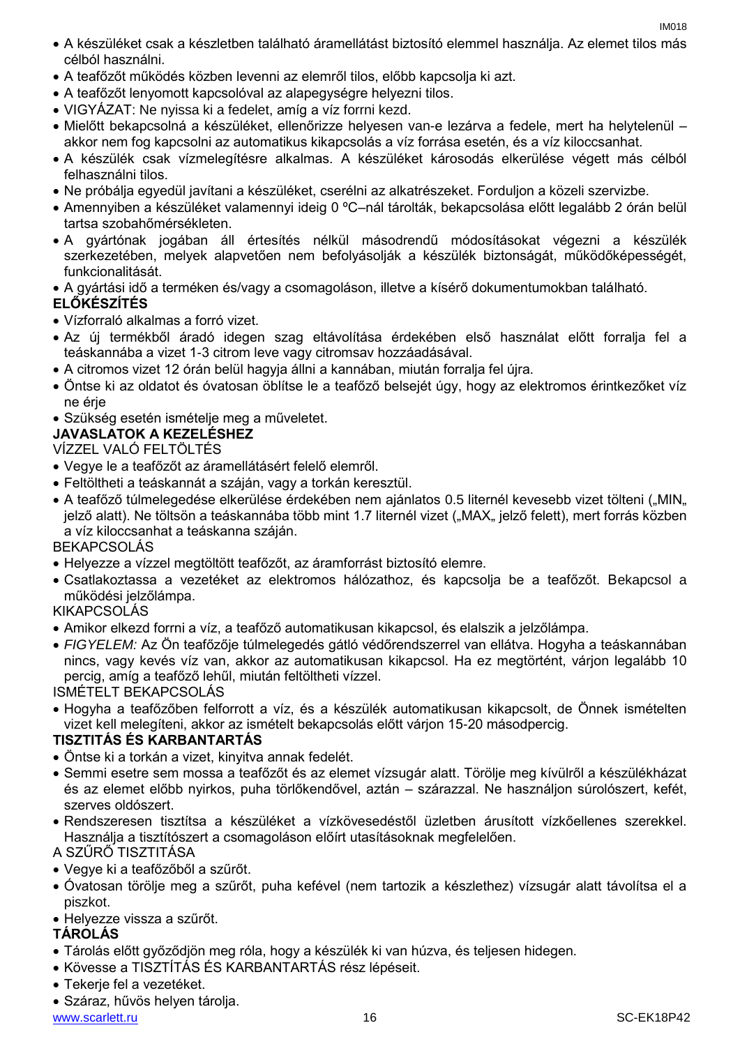- A készüléket csak a készletben található áramellátást biztosító elemmel használja. Az elemet tilos más célból használni.
- A teafőzőt működés közben levenni az elemről tilos, előbb kapcsolja ki azt.
- A teafőzőt lenyomott kapcsolóval az alapegységre helyezni tilos.
- VIGYÁZAT: Ne nyissa ki a fedelet, amíg a víz forrni kezd.
- Mielőtt bekapcsolná a készüléket, ellenőrizze helyesen van-e lezárva a fedele, mert ha helytelenül – akkor nem fog kapcsolni az automatikus kikapcsolás a víz forrása esetén, és a víz kiloccsanhat.
- A készülék csak vízmelegítésre alkalmas. A készüléket károsodás elkerülése végett más célból felhasználni tilos.
- Ne próbálja egyedül javítani a készüléket, cserélni az alkatrészeket. Forduljon a közeli szervizbe.
- Amennyiben a készüléket valamennyi ideig 0 ºC–nál tárolták, bekapcsolása előtt legalább 2 órán belül tartsa szobahőmérsékleten.
- A gyártónak jogában áll értesítés nélkül másodrendű módosításokat végezni a készülék szerkezetében, melyek alapvetően nem befolyásolják a készülék biztonságát, működőképességét, funkcionalitását.
- A gyártási idő a terméken és/vagy a csomagoláson, illetve a kísérő dokumentumokban található.

**ELŐKÉSZÍTÉS**

- Vízforraló alkalmas a forró vizet.
- Az új termékből áradó idegen szag eltávolítása érdekében első használat előtt forralja fel a teáskannába a vizet 1-3 citrom leve vagy citromsav hozzáadásával.
- A citromos vizet 12 órán belül hagyja állni a kannában, miután forralja fel újra.
- Öntse ki az oldatot és óvatosan öblítse le a teafőző belsejét úgy, hogy az elektromos érintkezőket víz ne érje
- Szükség esetén ismételje meg a műveletet.

**JAVASLATOK A KEZELÉSHEZ**

VÍZZEL VALÓ FELTÖLTÉS

- Vegye le a teafőzőt az áramellátásért felelő elemről.
- Feltöltheti a teáskannát a száján, vagy a torkán keresztül.
- A teafőző túlmelegedése elkerülése érdekében nem ajánlatos 0.5 liternél kevesebb vizet tölteni („MIN„ jelző alatt). Ne töltsön a teáskannába több mint 1.7 liternél vizet („MAX„ jelző felett), mert forrás közben a víz kiloccsanhat a teáskanna száján.

BEKAPCSOLÁS

- Helyezze a vízzel megtöltött teafőzőt, az áramforrást biztosító elemre.
- Csatlakoztassa a vezetéket az elektromos hálózathoz, és kapcsolja be a teafőzőt. Bekapcsol a működési jelzőlámpa.

KIKAPCSOLÁS

- Amikor elkezd forrni a víz, a teafőző automatikusan kikapcsol, és elalszik a jelzőlámpa.
- *FIGYELEM:* Az Ön teafőzője túlmelegedés gátló védőrendszerrel van ellátva. Hogyha a teáskannában nincs, vagy kevés víz van, akkor az automatikusan kikapcsol. Ha ez megtörtént, várjon legalább 10 percig, amíg a teafőző lehűl, miután feltöltheti vízzel.

ISMÉTELT BEKAPCSOLÁS

- Hogyha a teafőzőben felforrott a víz, és a készülék automatikusan kikapcsolt, de Önnek ismételten vizet kell melegíteni, akkor az ismételt bekapcsolás előtt várjon 15-20 másodpercig.

**TISZTITÁS ÉS KARBANTARTÁS**

- Öntse ki a torkán a vizet, kinyitva annak fedelét.
- Semmi esetre sem mossa a teafőzőt és az elemet vízsugár alatt. Törölje meg kívülről a készülékházat és az elemet előbb nyirkos, puha törlőkendővel, aztán – szárazzal. Ne használjon súrolószert, kefét, szerves oldószert.
- Rendszeresen tisztítsa a készüléket a vízkövesedéstől üzletben árusított vízkőellenes szerekkel. Használja a tisztítószert a csomagoláson előírt utasításoknak megfelelően.

A SZŰRŐ TISZTITÁSA

- Vegye ki a teafőzőból a szűrőt.
- Óvatosan törölje meg a szűrőt, puha kefével (nem tartozik a készlethez) vízsugár alatt távolítsa el a piszkot.
- Helyezze vissza a szűrőt.

**TÁROLÁS**

- Tárolás előtt győződjön meg róla, hogy a készülék ki van húzva, és teljesen hidegen.
- Kövesse a TISZTÍTÁS ÉS KARBANTARTÁS rész lépéseit.
- Tekerje fel a vezetéket.
- Száraz, hűvös helyen tárolja.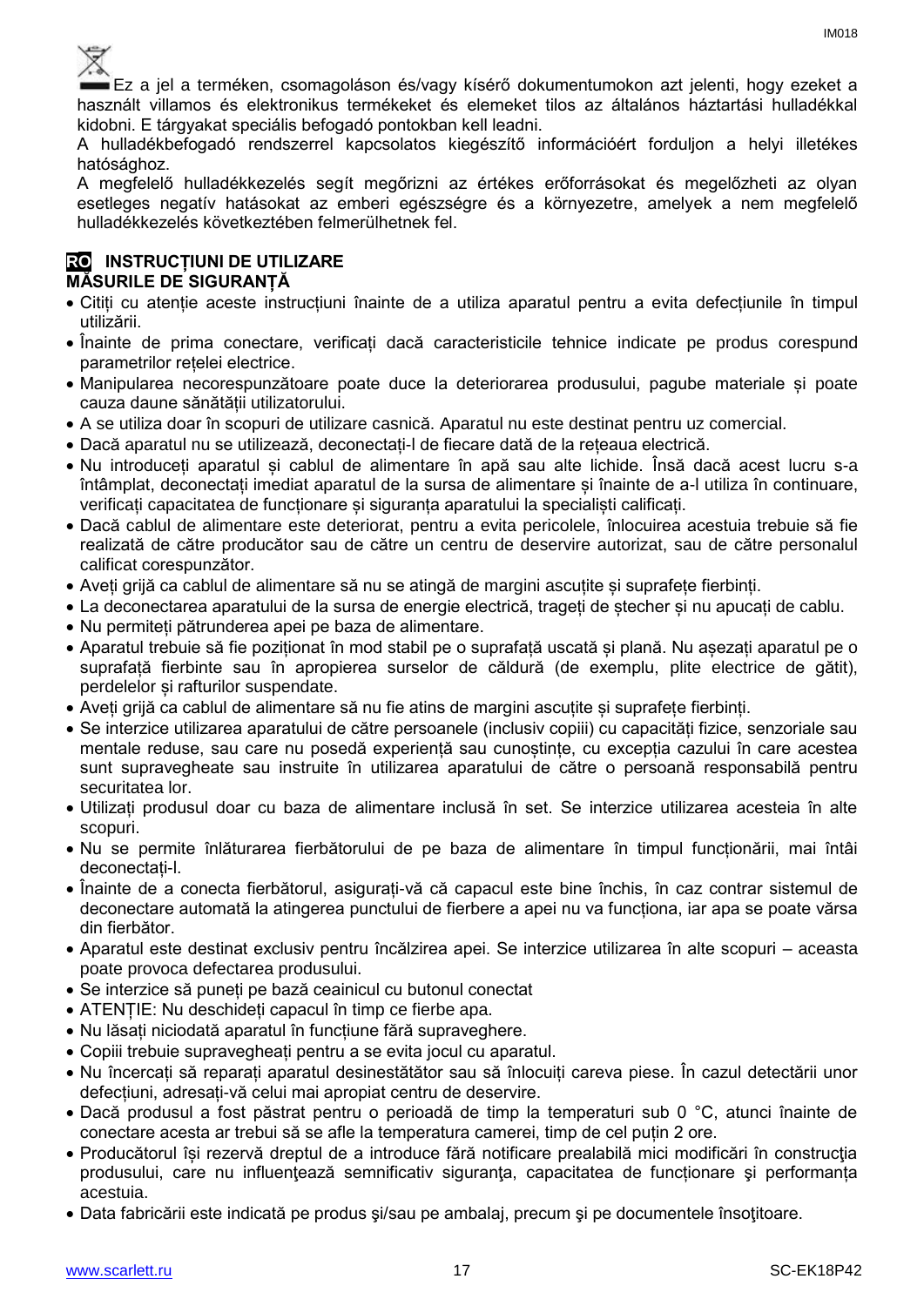Ez a jel a terméken, csomagoláson és/vagy kísérő dokumentumokon azt jelenti, hogy ezeket a használt villamos és elektronikus termékeket és elemeket tilos az általános háztartási hulladékkal kidobni. E tárgyakat speciális befogadó pontokban kell leadni.

A hulladékbefogadó rendszerrel kapcsolatos kiegészítő információért forduljon a helyi illetékes hatósághoz.

A megfelelő hulladékkezelés segít megőrizni az értékes erőforrásokat és megelőzheti az olyan esetleges negatív hatásokat az emberi egészségre és a környezetre, amelyek a nem megfelelő hulladékkezelés következtében felmerülhetnek fel.

**RO INSTRUCȚIUNI DE UTILIZARE**

**MĂSURILE DE SIGURANȚĂ**

- Citiți cu atenție aceste instrucțiuni înainte de a utiliza aparatul pentru a evita defecțiunile în timpul utilizării.
- Înainte de prima conectare, verificați dacă caracteristicile tehnice indicate pe produs corespund parametrilor rețelei electrice.
- Manipularea necorespunzătoare poate duce la deteriorarea produsului, pagube materiale și poate cauza daune sănătății utilizatorului.
- A se utiliza doar în scopuri de utilizare casnică. Aparatul nu este destinat pentru uz comercial.
- Dacă aparatul nu se utilizează, deconectați-l de fiecare dată de la rețeaua electrică.
- Nu introduceți aparatul și cablul de alimentare în apă sau alte lichide. Însă dacă acest lucru s-a întâmplat, deconectați imediat aparatul de la sursa de alimentare și înainte de a-l utiliza în continuare, verificați capacitatea de funcționare și siguranța aparatului la specialiști calificați.
- Dacă cablul de alimentare este deteriorat, pentru a evita pericolele, înlocuirea acestuia trebuie să fie realizată de către producător sau de către un centru de deservire autorizat, sau de către personalul calificat corespunzător.
- Aveți grijă ca cablul de alimentare să nu se atingă de margini ascuțite și suprafețe fierbinți.
- La deconectarea aparatului de la sursa de energie electrică, trageți de ștecher și nu apucați de cablu.
- Nu permiteți pătrunderea apei pe baza de alimentare.
- Aparatul trebuie să fie poziționat în mod stabil pe o suprafață uscată și plană. Nu așezați aparatul pe o suprafață fierbinte sau în apropierea surselor de căldură (de exemplu, plite electrice de gătit), perdelelor și rafturilor suspendate.
- Aveți grijă ca cablul de alimentare să nu fie atins de margini ascuțite și suprafețe fierbinți.
- Se interzice utilizarea aparatului de către persoanele (inclusiv copiii) cu capacități fizice, senzoriale sau mentale reduse, sau care nu posedă experiență sau cunoștințe, cu excepția cazului în care acestea sunt supravegheate sau instruite în utilizarea aparatului de către o persoană responsabilă pentru securitatea lor.
- Utilizați produsul doar cu baza de alimentare inclusă în set. Se interzice utilizarea acesteia în alte scopuri.
- Nu se permite înlăturarea fierbătorului de pe baza de alimentare în timpul funcționării, mai întâi deconectați-l.
- Înainte de a conecta fierbătorul, asigurați-vă că capacul este bine închis, în caz contrar sistemul de deconectare automată la atingerea punctului de fierbere a apei nu va funcționa, iar apa se poate vărsa din fierbător.
- Aparatul este destinat exclusiv pentru încălzirea apei. Se interzice utilizarea în alte scopuri – aceasta poate provoca defectarea produsului.
- Se interzice să puneți pe bază ceainicul cu butonul conectat
- ATENȚIE: Nu deschideți capacul în timp ce fierbe apa.
- Nu lăsați niciodată aparatul în funcțiune fără supraveghere.
- Copiii trebuie supravegheați pentru a se evita jocul cu aparatul.
- Nu încercați să reparați aparatul desinestătător sau să înlocuiți careva piese. În cazul detectării unor defecțiuni, adresați-vă celui mai apropiat centru de deservire.
- Dacă produsul a fost păstrat pentru o perioadă de timp la temperaturi sub 0 °C, atunci înainte de conectare acesta ar trebui să se afle la temperatura camerei, timp de cel puțin 2 ore.
- Producătorul își rezervă dreptul de a introduce fără notificare prealabilă mici modificări în construcţia produsului, care nu influenţează semnificativ siguranţa, capacitatea de funcționare şi performanța acestuia.
- Data fabricării este indicată pe produs şi/sau pe ambalaj, precum şi pe documentele însoţitoare.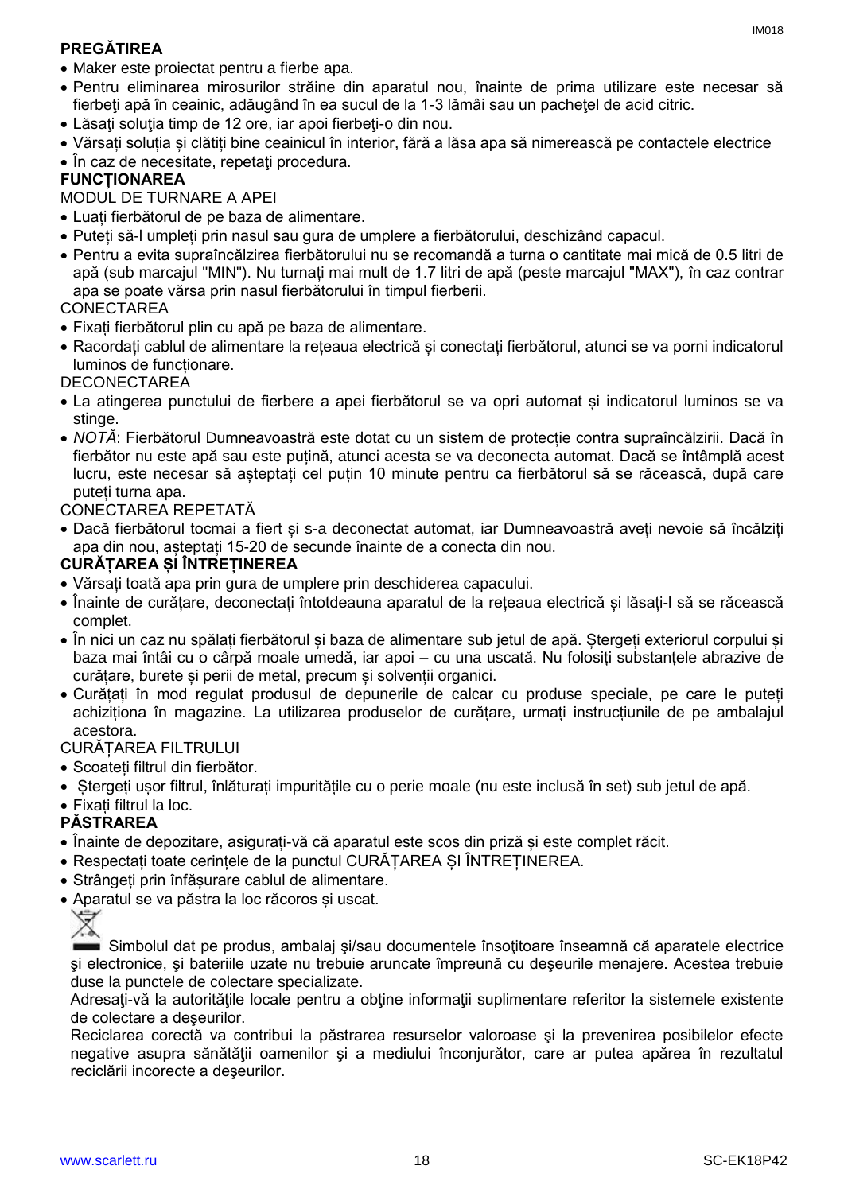**PREGĂTIREA**

- Maker este proiectat pentru a fierbe apa.
- Pentru eliminarea mirosurilor străine din aparatul nou, înainte de prima utilizare este necesar să fierbeţi apă în ceainic, adăugând în ea sucul de la 1-3 lămâi sau un pacheţel de acid citric.
- Lăsaţi soluţia timp de 12 ore, iar apoi fierbeţi-o din nou.
- Vărsați soluția și clătiți bine ceainicul în interior, fără a lăsa apa să nimerească pe contactele electrice
- În caz de necesitate, repetaţi procedura.

**FUNCȚIONAREA**

MODUL DE TURNARE A APEI

- Luați fierbătorul de pe baza de alimentare.
- Puteți să-l umpleți prin nasul sau gura de umplere a fierbătorului, deschizând capacul.
- Pentru a evita supraîncălzirea fierbătorului nu se recomandă a turna o cantitate mai mică de 0.5 litri de apă (sub marcajul "MIN"). Nu turnați mai mult de 1.7 litri de apă (peste marcajul "MAX"), în caz contrar apa se poate vărsa prin nasul fierbătorului în timpul fierberii.

CONECTAREA

- Fixați fierbătorul plin cu apă pe baza de alimentare.
- Racordați cablul de alimentare la rețeaua electrică și conectați fierbătorul, atunci se va porni indicatorul luminos de funcționare.

DECONECTAREA

- La atingerea punctului de fierbere a apei fierbătorul se va opri automat și indicatorul luminos se va stinge.
- *NOTĂ*: Fierbătorul Dumneavoastră este dotat cu un sistem de protecție contra supraîncălzirii. Dacă în fierbător nu este apă sau este puțină, atunci acesta se va deconecta automat. Dacă se întâmplă acest lucru, este necesar să așteptați cel puțin 10 minute pentru ca fierbătorul să se răcească, după care puteți turna apa.

CONECTAREA REPETATĂ

- Dacă fierbătorul tocmai a fiert și s-a deconectat automat, iar Dumneavoastră aveți nevoie să încălziți apa din nou, așteptați 15-20 de secunde înainte de a conecta din nou.

**CURĂȚAREA ȘI ÎNTREȚINEREA**

- Vărsați toată apa prin gura de umplere prin deschiderea capacului.
- Înainte de curățare, deconectați întotdeauna aparatul de la rețeaua electrică și lăsați-l să se răcească complet.
- În nici un caz nu spălați fierbătorul și baza de alimentare sub jetul de apă. Ștergeți exteriorul corpului și baza mai întâi cu o cârpă moale umedă, iar apoi – cu una uscată. Nu folosiți substanțele abrazive de curățare, burete și perii de metal, precum și solvenții organici.
- Curățați în mod regulat produsul de depunerile de calcar cu produse speciale, pe care le puteți achiziționa în magazine. La utilizarea produselor de curățare, urmați instrucțiunile de pe ambalajul acestora.

CURĂȚAREA FILTRULUI

- Scoateți filtrul din fierbător.
- Ștergeți ușor filtrul, înlăturați impuritățile cu o perie moale (nu este inclusă în set) sub jetul de apă.
- Fixați filtrul la loc.

**PĂSTRAREA**

- Înainte de depozitare, asigurați-vă că aparatul este scos din priză și este complet răcit.
- Respectați toate cerințele de la punctul CURĂȚAREA ȘI ÎNTREȚINEREA.
- Strângeți prin înfășurare cablul de alimentare.
- Aparatul se va păstra la loc răcoros și uscat.

Simbolul dat pe produs, ambalaj şi/sau documentele însoţitoare înseamnă că aparatele electrice şi electronice, şi bateriile uzate nu trebuie aruncate împreună cu deşeurile menajere. Acestea trebuie duse la punctele de colectare specializate.

Adresaţi-vă la autorităţile locale pentru a obţine informaţii suplimentare referitor la sistemele existente de colectare a deşeurilor.

Reciclarea corectă va contribui la păstrarea resurselor valoroase şi la prevenirea posibilelor efecte negative asupra sănătăţii oamenilor şi a mediului înconjurător, care ar putea apărea în rezultatul reciclării incorecte a deşeurilor.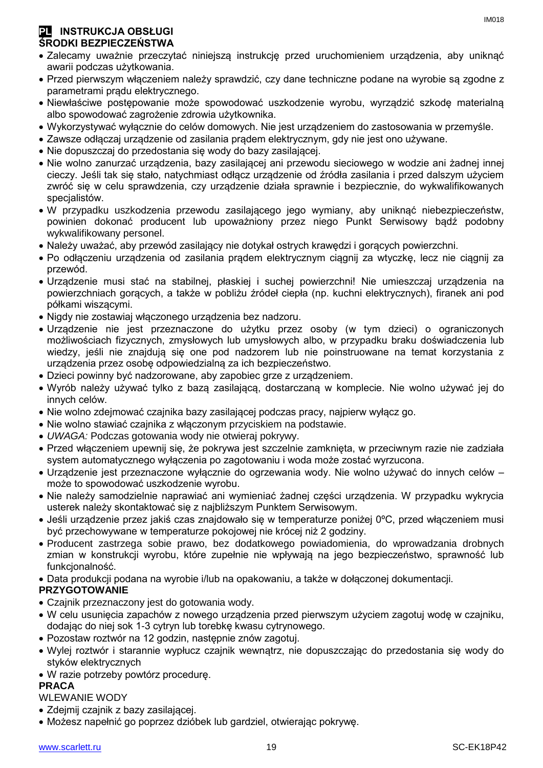## PL INSTRUKCJA OBSŁUGI

### ŚRODKI BEZPIECZEŃSTWA

- Zalecamy uważnie przeczytać niniejszą instrukcję przed uruchomieniem urządzenia, aby uniknąć awarii podczas użytkowania.
- Przed pierwszym włączeniem należy sprawdzić, czy dane techniczne podane na wyrobie są zgodne z parametrami prądu elektrycznego.
- Niewłaściwe postępowanie może spowodować uszkodzenie wyrobu, wyrządzić szkodę materialną albo spowodować zagrożenie zdrowia użytkownika.
- Wykorzystywać wyłącznie do celów domowych. Nie jest urządzeniem do zastosowania w przemyśle.
- Zawsze odłączaj urządzenie od zasilania prądem elektrycznym, gdy nie jest ono używane.
- Nie dopuszczaj do przedostania się wody do bazy zasilającej.
- Nie wolno zanurzać urządzenia, bazy zasilającej ani przewodu sieciowego w wodzie ani żadnej innej cieczy. Jeśli tak się stało, natychmiast odłącz urządzenie od źródła zasilania i przed dalszym użyciem zwróć się w celu sprawdzenia, czy urządzenie działa sprawnie i bezpiecznie, do wykwalifikowanych specjalistów.
- W przypadku uszkodzenia przewodu zasilającego jego wymiany, aby uniknąć niebezpieczeństw, powinien dokonać producent lub upoważniony przez niego Punkt Serwisowy bądź podobny wykwalifikowany personel.
- Należy uważać, aby przewód zasilający nie dotykał ostrych krawędzi i gorących powierzchni.
- Po odłączeniu urządzenia od zasilania prądem elektrycznym ciągnij za wtyczkę, lecz nie ciągnij za przewód.
- Urządzenie musi stać na stabilnej, płaskiej i suchej powierzchni! Nie umieszczaj urządzenia na powierzchniach gorących, a także w pobliżu źródeł ciepła (np. kuchni elektrycznych), firanek ani pod półkami wiszącymi.
- Nigdy nie zostawiaj włączonego urządzenia bez nadzoru.
- Urządzenie nie jest przeznaczone do użytku przez osoby (w tym dzieci) o ograniczonych możliwościach fizycznych, zmysłowych lub umysłowych albo, w przypadku braku doświadczenia lub wiedzy, jeśli nie znajdują się one pod nadzorem lub nie poinstruowane na temat korzystania z urządzenia przez osobę odpowiedzialną za ich bezpieczeństwo.
- Dzieci powinny być nadzorowane, aby zapobiec grze z urządzeniem.
- Wyrób należy używać tylko z bazą zasilającą, dostarczaną w komplecie. Nie wolno używać jej do innych celów.
- Nie wolno zdejmować czajnika bazy zasilającej podczas pracy, najpierw wyłącz go.
- Nie wolno stawiać czajnika z włączonym przyciskiem na podstawie.
- *UWAGA:* Podczas gotowania wody nie otwieraj pokrywy.
- Przed włączeniem upewnij się, że pokrywa jest szczelnie zamknięta, w przeciwnym razie nie zadziała system automatycznego wyłączenia po zagotowaniu i woda może zostać wyrzucona.
- Urządzenie jest przeznaczone wyłącznie do ogrzewania wody. Nie wolno używać do innych celów – może to spowodować uszkodzenie wyrobu.
- Nie należy samodzielnie naprawiać ani wymieniać żadnej części urządzenia. W przypadku wykrycia usterek należy skontaktować się z najbliższym Punktem Serwisowym.
- Jeśli urządzenie przez jakiś czas znajdowało się w temperaturze poniżej 0ºC, przed włączeniem musi być przechowywane w temperaturze pokojowej nie krócej niż 2 godziny.
- Producent zastrzega sobie prawo, bez dodatkowego powiadomienia, do wprowadzania drobnych zmian w konstrukcji wyrobu, które zupełnie nie wpływają na jego bezpieczeństwo, sprawność lub funkcjonalność.
- Data produkcji podana na wyrobie i/lub na opakowaniu, a także w dołączonej dokumentacji.

### PRZYGOTOWANIE

- Czajnik przeznaczony jest do gotowania wody.
- W celu usunięcia zapachów z nowego urządzenia przed pierwszym użyciem zagotuj wodę w czajniku, dodając do niej sok 1-3 cytryn lub torebkę kwasu cytrynowego.
- Pozostaw roztwór na 12 godzin, następnie znów zagotuj.
- Wylej roztwór i starannie wypłucz czajnik wewnątrz, nie dopuszczając do przedostania się wody do styków elektrycznych
- W razie potrzeby powtórz procedurę.

### PRACA

WLEWANIE WODY

- Zdejmij czajnik z bazy zasilającej.
- Możesz napełnić go poprzez dzióbek lub gardziel, otwierając pokrywę.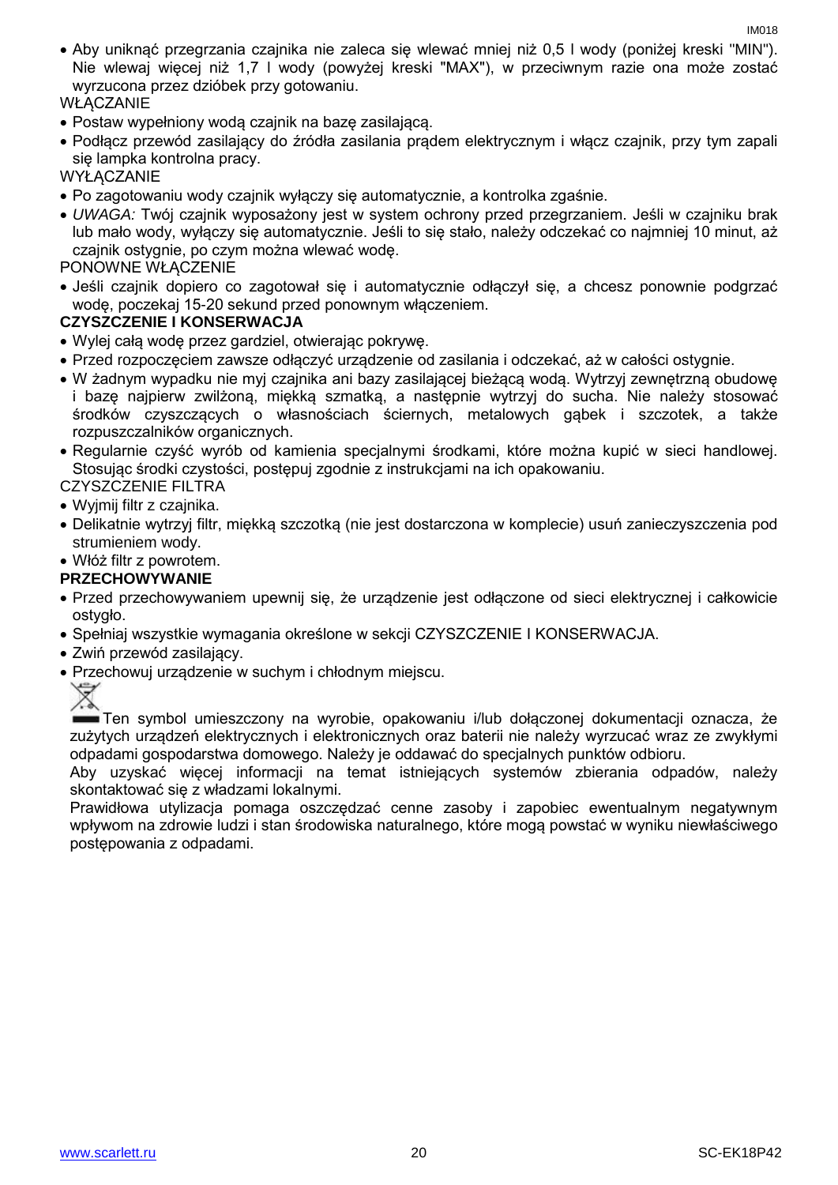- Aby uniknąć przegrzania czajnika nie zaleca się wlewać mniej niż 0,5 l wody (poniżej kreski "MIN"). Nie wlewaj więcej niż 1,7 l wody (powyżej kreski "MAX"), w przeciwnym razie ona może zostać wyrzucona przez dzióbek przy gotowaniu.

WŁĄCZANIE

- Postaw wypełniony wodą czajnik na bazę zasilającą.
- Podłącz przewód zasilający do źródła zasilania prądem elektrycznym i włącz czajnik, przy tym zapali się lampka kontrolna pracy.

WYŁĄCZANIE

- Po zagotowaniu wody czajnik wyłączy się automatycznie, a kontrolka zgaśnie.
- *UWAGA:* Twój czajnik wyposażony jest w system ochrony przed przegrzaniem. Jeśli w czajniku brak lub mało wody, wyłączy się automatycznie. Jeśli to się stało, należy odczekać co najmniej 10 minut, aż czajnik ostygnie, po czym można wlewać wodę.

PONOWNE WŁĄCZENIE

- Jeśli czajnik dopiero co zagotował się i automatycznie odłączył się, a chcesz ponownie podgrzać wodę, poczekaj 15-20 sekund przed ponownym włączeniem.

**CZYSZCZENIE I KONSERWACJA**

- Wylej całą wodę przez gardziel, otwierając pokrywę.
- Przed rozpoczęciem zawsze odłączyć urządzenie od zasilania i odczekać, aż w całości ostygnie.
- W żadnym wypadku nie myj czajnika ani bazy zasilającej bieżącą wodą. Wytrzyj zewnętrzną obudowę i bazę najpierw zwilżoną, miękką szmatką, a następnie wytrzyj do sucha. Nie należy stosować środków czyszczących o własnościach ściernych, metalowych gąbek i szczotek, a także rozpuszczalników organicznych.
- Regularnie czyść wyrób od kamienia specjalnymi środkami, które można kupić w sieci handlowej. Stosując środki czystości, postępuj zgodnie z instrukcjami na ich opakowaniu.

CZYSZCZENIE FILTRA

- Wyjmij filtr z czajnika.
- Delikatnie wytrzyj filtr, miękką szczotką (nie jest dostarczona w komplecie) usuń zanieczyszczenia pod strumieniem wody.
- Włóż filtr z powrotem.

**PRZECHOWYWANIE**

- Przed przechowywaniem upewnij się, że urządzenie jest odłączone od sieci elektrycznej i całkowicie ostygło.
- Spełniaj wszystkie wymagania określone w sekcji CZYSZCZENIE I KONSERWACJA.
- Zwiń przewód zasilający.
- Przechowuj urządzenie w suchym i chłodnym miejscu.

Ten symbol umieszczony na wyrobie, opakowaniu i/lub dołączonej dokumentacji oznacza, że zużytych urządzeń elektrycznych i elektronicznych oraz baterii nie należy wyrzucać wraz ze zwykłymi odpadami gospodarstwa domowego. Należy je oddawać do specjalnych punktów odbioru.

Aby uzyskać więcej informacji na temat istniejących systemów zbierania odpadów, należy skontaktować się z władzami lokalnymi.

Prawidłowa utylizacja pomaga oszczędzać cenne zasoby i zapobiec ewentualnym negatywnym wpływom na zdrowie ludzi i stan środowiska naturalnego, które mogą powstać w wyniku niewłaściwego postępowania z odpadami.